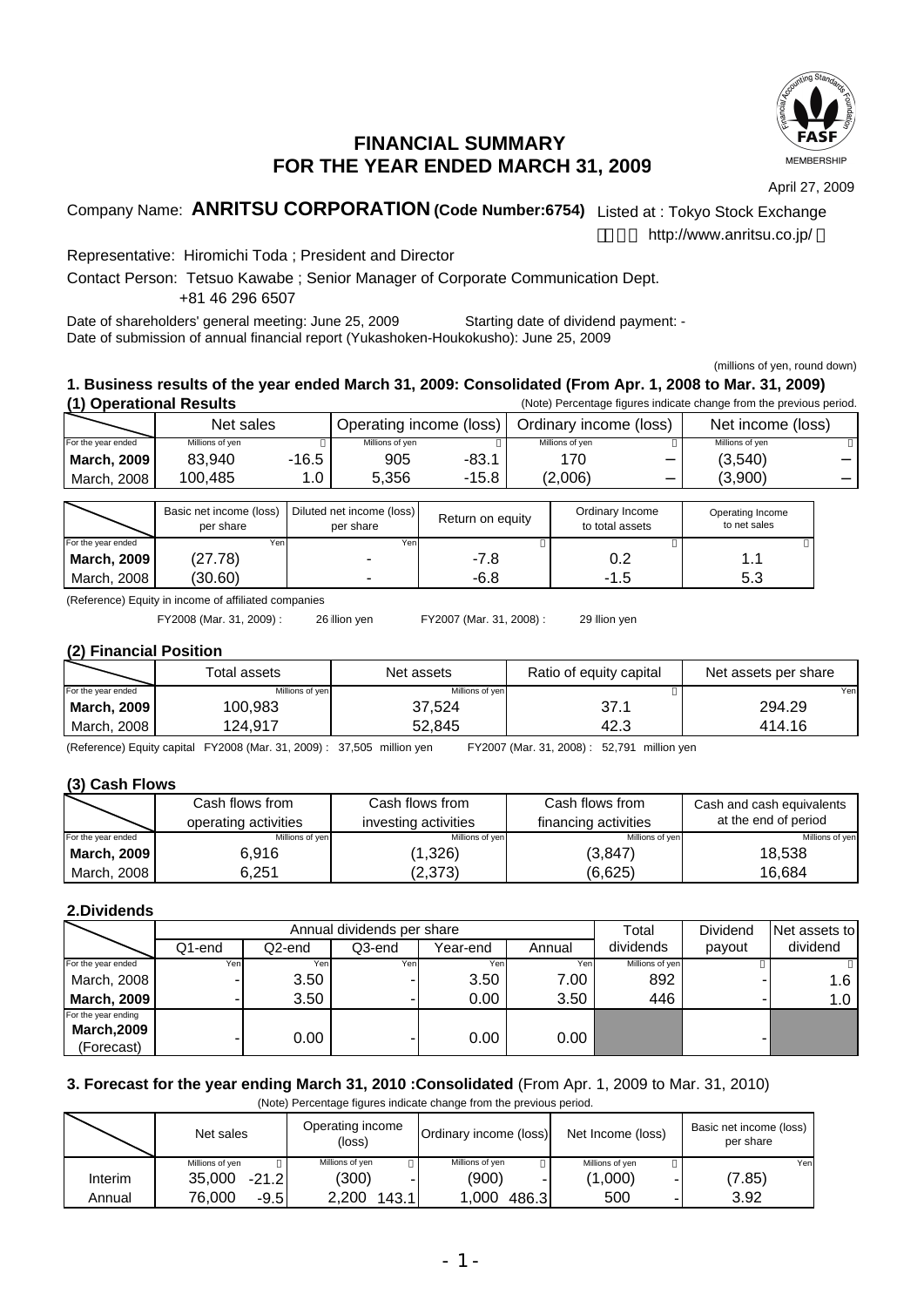# FINANCIAL SUMMARY
# FOR THE YEAR ENDED MARCH 31, 2009

FASF MEMBERSHIP

April 27, 2009

Company Name: **ANRITSU CORPORATION (Code Number:6754)** Listed at : Tokyo Stock Exchange

http://www.anritsu.co.jp/

Representative: Hiromichi Toda ; President and Director

Contact Person: Tetsuo Kawabe ; Senior Manager of Corporate Communication Dept.
+81 46 296 6507

Date of shareholders' general meeting: June 25, 2009 Starting date of dividend payment: -
Date of submission of annual financial report (Yukashoken-Houkokusho): June 25, 2009

(millions of yen, round down)

## 1. Business results of the year ended March 31, 2009: Consolidated (From Apr. 1, 2008 to Mar. 31, 2009)

### (1) Operational Results

(Note) Percentage figures indicate change from the previous period.

| | Net sales | | Operating income (loss) | | Ordinary income (loss) | | Net income (loss) | |
|---|---|---|---|---|---|---|---|---|
| For the year ended | Millions of yen | % | Millions of yen | % | Millions of yen | % | Millions of yen | % |
| **March, 2009** | 83,940 | -16.5 | 905 | -83.1 | 170 | – | (3,540) | – |
| March, 2008 | 100,485 | 1.0 | 5,356 | -15.8 | (2,006) | – | (3,900) | – |

| | Basic net income (loss) per share | Diluted net income (loss) per share | Return on equity | Ordinary Income to total assets | Operating Income to net sales |
|---|---|---|---|---|---|
| For the year ended | Yen | Yen | % | % | % |
| **March, 2009** | (27.78) | - | -7.8 | 0.2 | 1.1 |
| March, 2008 | (30.60) | - | -6.8 | -1.5 | 5.3 |

(Reference) Equity in income of affiliated companies

FY2008 (Mar. 31, 2009) : 26 illion yen FY2007 (Mar. 31, 2008) : 29 llion yen

### (2) Financial Position

| | Total assets | Net assets | Ratio of equity capital | Net assets per share |
|---|---|---|---|---|
| For the year ended | Millions of yen | Millions of yen | % | Yen |
| **March, 2009** | 100,983 | 37,524 | 37.1 | 294.29 |
| March, 2008 | 124,917 | 52,845 | 42.3 | 414.16 |

(Reference) Equity capital FY2008 (Mar. 31, 2009) : 37,505 million yen FY2007 (Mar. 31, 2008) : 52,791 million yen

### (3) Cash Flows

| | Cash flows from operating activities | Cash flows from investing activities | Cash flows from financing activities | Cash and cash equivalents at the end of period |
|---|---|---|---|---|
| For the year ended | Millions of yen | Millions of yen | Millions of yen | Millions of yen |
| **March, 2009** | 6,916 | (1,326) | (3,847) | 18,538 |
| March, 2008 | 6,251 | (2,373) | (6,625) | 16,684 |

## 2.Dividends

| | Annual dividends per share | | | | | Total dividends | Dividend payout | Net assets to dividend |
|---|---|---|---|---|---|---|---|---|
| | Q1-end | Q2-end | Q3-end | Year-end | Annual | | | |
| For the year ended | Yen | Yen | Yen | Yen | Yen | Millions of yen | % | % |
| March, 2008 | - | 3.50 | - | 3.50 | 7.00 | 892 | - | 1.6 |
| **March, 2009** | - | 3.50 | - | 0.00 | 3.50 | 446 | - | 1.0 |
| For the year ending **March,2009** (Forecast) | - | 0.00 | - | 0.00 | 0.00 | | - | |

## 3. Forecast for the year ending March 31, 2010 :Consolidated (From Apr. 1, 2009 to Mar. 31, 2010)

(Note) Percentage figures indicate change from the previous period.

| | Net sales | | Operating income (loss) | | Ordinary income (loss) | | Net Income (loss) | | Basic net income (loss) per share |
|---|---|---|---|---|---|---|---|---|---|
| | Millions of yen | % | Millions of yen | % | Millions of yen | % | Millions of yen | % | Yen |
| Interim | 35,000 | -21.2 | (300) | - | (900) | - | (1,000) | - | (7.85) |
| Annual | 76,000 | -9.5 | 2,200 | 143.1 | 1,000 | 486.3 | 500 | - | 3.92 |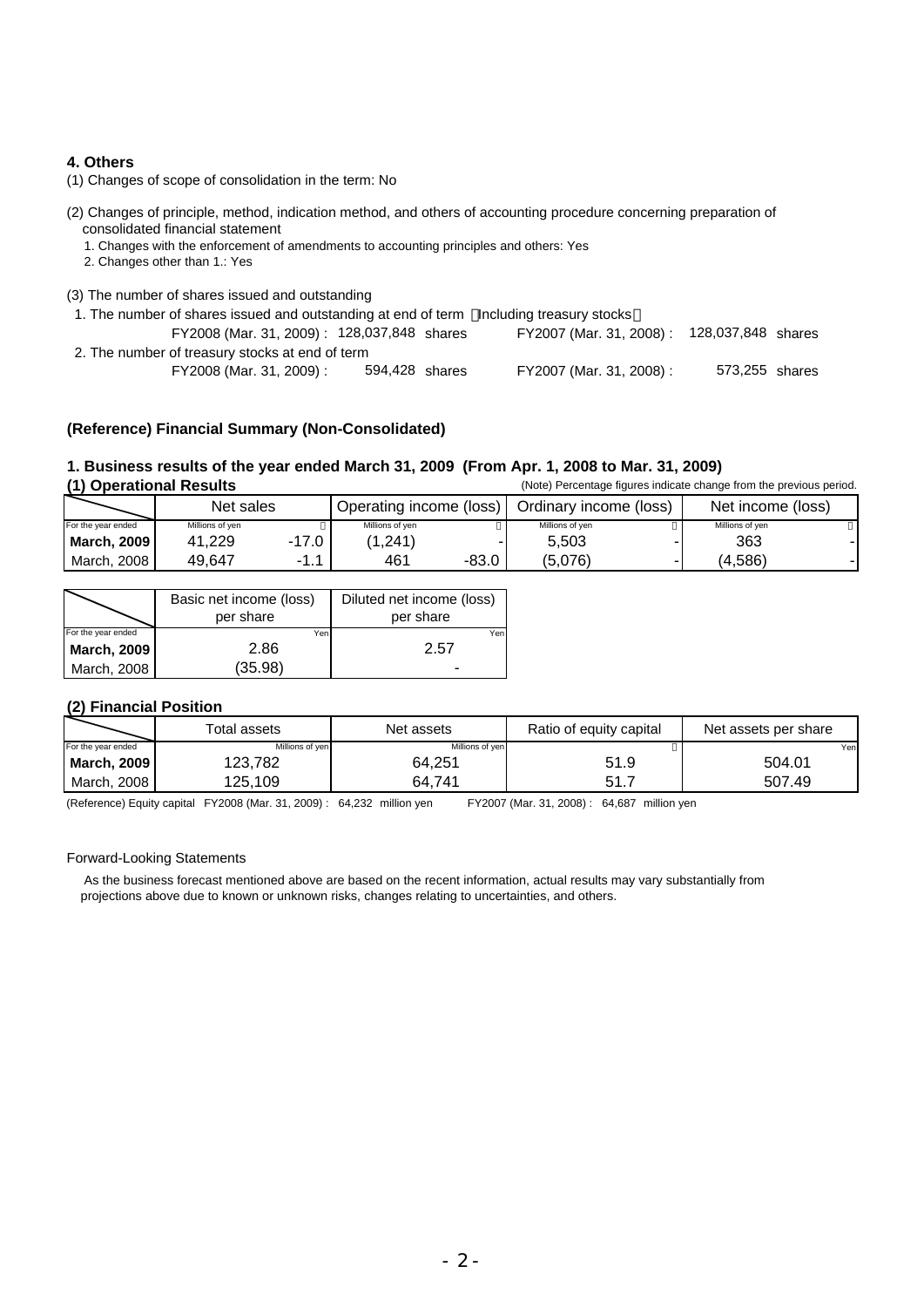### 4. Others

(1) Changes of scope of consolidation in the term: No

(2) Changes of principle, method, indication method, and others of accounting procedure concerning preparation of consolidated financial statement

1. Changes with the enforcement of amendments to accounting principles and others: Yes
2. Changes other than 1.: Yes

(3) The number of shares issued and outstanding

1. The number of shares issued and outstanding at end of term （Including treasury stocks）

| | | |
|---|---|---|
| FY2008 (Mar. 31, 2009) : 128,037,848 shares | | FY2007 (Mar. 31, 2008) : 128,037,848 shares |

2. The number of treasury stocks at end of term

| | | |
|---|---|---|
| FY2008 (Mar. 31, 2009) : 594,428 shares | | FY2007 (Mar. 31, 2008) : 573,255 shares |

### (Reference) Financial Summary (Non-Consolidated)

### 1. Business results of the year ended March 31, 2009 (From Apr. 1, 2008 to Mar. 31, 2009)

#### (1) Operational Results

(Note) Percentage figures indicate change from the previous period.

| | Net sales | | Operating income (loss) | | Ordinary income (loss) | | Net income (loss) | |
|---|---|---|---|---|---|---|---|---|
| For the year ended | Millions of yen | ％ | Millions of yen | ％ | Millions of yen | ％ | Millions of yen | ％ |
| **March, 2009** | 41,229 | -17.0 | (1,241) | - | 5,503 | - | 363 | - |
| March, 2008 | 49,647 | -1.1 | 461 | -83.0 | (5,076) | - | (4,586) | - |

| | Basic net income (loss) per share | Diluted net income (loss) per share |
|---|---|---|
| For the year ended | Yen | Yen |
| **March, 2009** | 2.86 | 2.57 |
| March, 2008 | (35.98) | - |

#### (2) Financial Position

| | Total assets | Net assets | Ratio of equity capital | Net assets per share |
|---|---|---|---|---|
| For the year ended | Millions of yen | Millions of yen | ％ | Yen |
| **March, 2009** | 123,782 | 64,251 | 51.9 | 504.01 |
| March, 2008 | 125,109 | 64,741 | 51.7 | 507.49 |

(Reference) Equity capital FY2008 (Mar. 31, 2009) : 64,232 million yen FY2007 (Mar. 31, 2008) : 64,687 million yen

Forward-Looking Statements

As the business forecast mentioned above are based on the recent information, actual results may vary substantially from projections above due to known or unknown risks, changes relating to uncertainties, and others.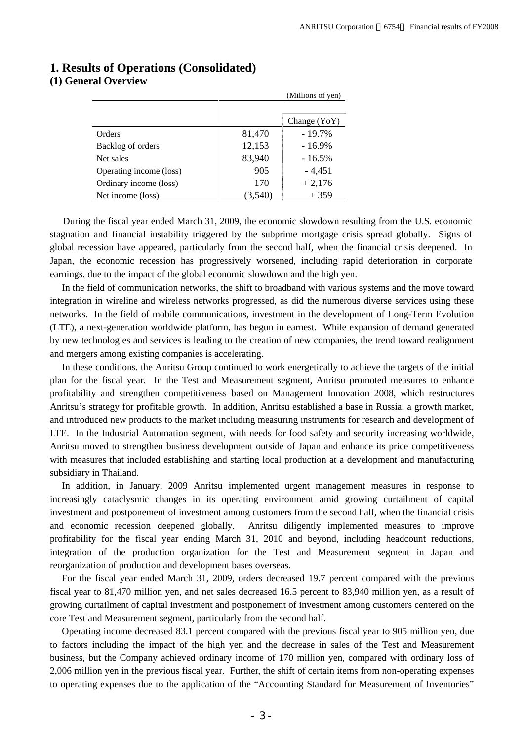# 1. Results of Operations (Consolidated)

## (1) General Overview

(Millions of yen)

| | | Change (YoY) |
|---|---|---|
| Orders | 81,470 | - 19.7% |
| Backlog of orders | 12,153 | - 16.9% |
| Net sales | 83,940 | - 16.5% |
| Operating income (loss) | 905 | - 4,451 |
| Ordinary income (loss) | 170 | + 2,176 |
| Net income (loss) | (3,540) | + 359 |

During the fiscal year ended March 31, 2009, the economic slowdown resulting from the U.S. economic stagnation and financial instability triggered by the subprime mortgage crisis spread globally. Signs of global recession have appeared, particularly from the second half, when the financial crisis deepened. In Japan, the economic recession has progressively worsened, including rapid deterioration in corporate earnings, due to the impact of the global economic slowdown and the high yen.

In the field of communication networks, the shift to broadband with various systems and the move toward integration in wireline and wireless networks progressed, as did the numerous diverse services using these networks. In the field of mobile communications, investment in the development of Long-Term Evolution (LTE), a next-generation worldwide platform, has begun in earnest. While expansion of demand generated by new technologies and services is leading to the creation of new companies, the trend toward realignment and mergers among existing companies is accelerating.

In these conditions, the Anritsu Group continued to work energetically to achieve the targets of the initial plan for the fiscal year. In the Test and Measurement segment, Anritsu promoted measures to enhance profitability and strengthen competitiveness based on Management Innovation 2008, which restructures Anritsu's strategy for profitable growth. In addition, Anritsu established a base in Russia, a growth market, and introduced new products to the market including measuring instruments for research and development of LTE. In the Industrial Automation segment, with needs for food safety and security increasing worldwide, Anritsu moved to strengthen business development outside of Japan and enhance its price competitiveness with measures that included establishing and starting local production at a development and manufacturing subsidiary in Thailand.

In addition, in January, 2009 Anritsu implemented urgent management measures in response to increasingly cataclysmic changes in its operating environment amid growing curtailment of capital investment and postponement of investment among customers from the second half, when the financial crisis and economic recession deepened globally. Anritsu diligently implemented measures to improve profitability for the fiscal year ending March 31, 2010 and beyond, including headcount reductions, integration of the production organization for the Test and Measurement segment in Japan and reorganization of production and development bases overseas.

For the fiscal year ended March 31, 2009, orders decreased 19.7 percent compared with the previous fiscal year to 81,470 million yen, and net sales decreased 16.5 percent to 83,940 million yen, as a result of growing curtailment of capital investment and postponement of investment among customers centered on the core Test and Measurement segment, particularly from the second half.

Operating income decreased 83.1 percent compared with the previous fiscal year to 905 million yen, due to factors including the impact of the high yen and the decrease in sales of the Test and Measurement business, but the Company achieved ordinary income of 170 million yen, compared with ordinary loss of 2,006 million yen in the previous fiscal year. Further, the shift of certain items from non-operating expenses to operating expenses due to the application of the "Accounting Standard for Measurement of Inventories"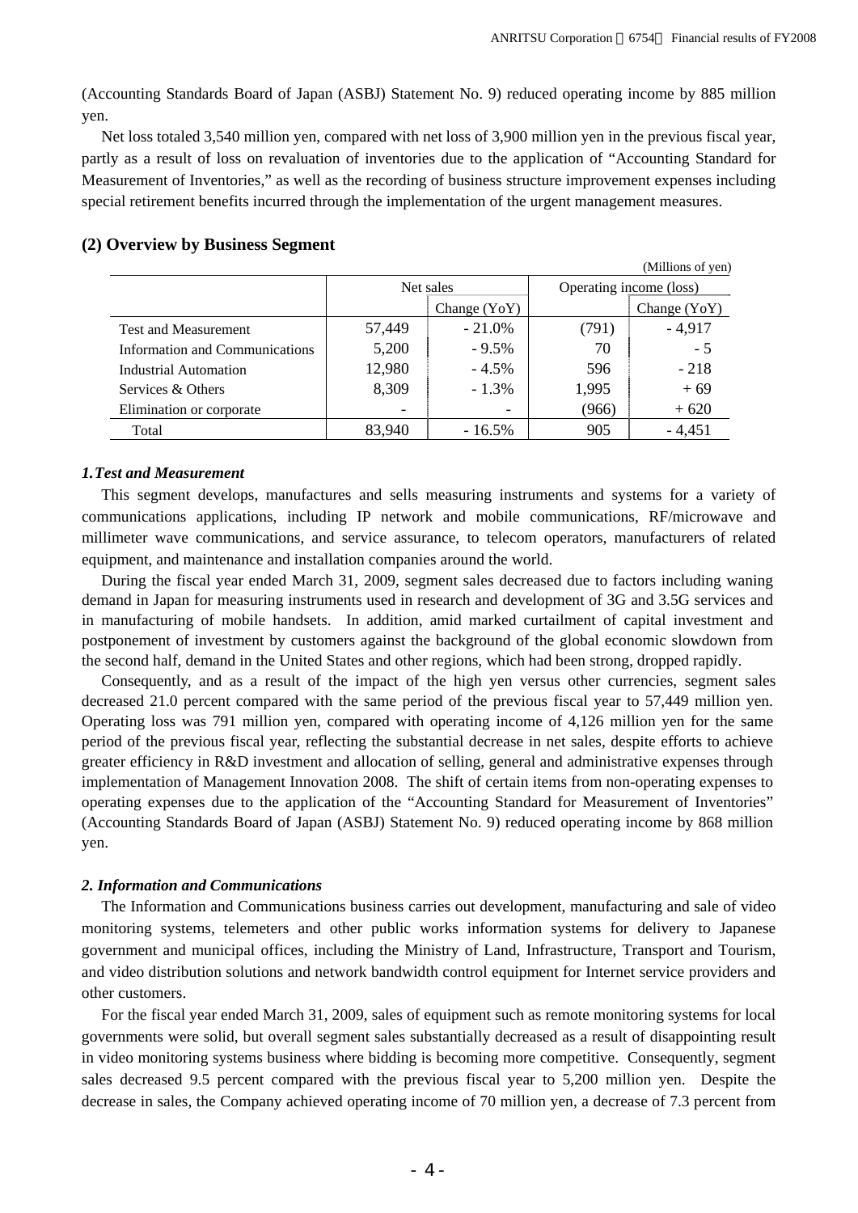(Accounting Standards Board of Japan (ASBJ) Statement No. 9) reduced operating income by 885 million yen.

Net loss totaled 3,540 million yen, compared with net loss of 3,900 million yen in the previous fiscal year, partly as a result of loss on revaluation of inventories due to the application of "Accounting Standard for Measurement of Inventories," as well as the recording of business structure improvement expenses including special retirement benefits incurred through the implementation of the urgent management measures.

### (2) Overview by Business Segment

(Millions of yen)

| | Net sales | | Operating income (loss) | |
|---|---|---|---|---|
| | | Change (YoY) | | Change (YoY) |
| Test and Measurement | 57,449 | - 21.0% | (791) | - 4,917 |
| Information and Communications | 5,200 | - 9.5% | 70 | - 5 |
| Industrial Automation | 12,980 | - 4.5% | 596 | - 218 |
| Services & Others | 8,309 | - 1.3% | 1,995 | + 69 |
| Elimination or corporate | - | - | (966) | + 620 |
| Total | 83,940 | - 16.5% | 905 | - 4,451 |

#### *1. Test and Measurement*

This segment develops, manufactures and sells measuring instruments and systems for a variety of communications applications, including IP network and mobile communications, RF/microwave and millimeter wave communications, and service assurance, to telecom operators, manufacturers of related equipment, and maintenance and installation companies around the world.

During the fiscal year ended March 31, 2009, segment sales decreased due to factors including waning demand in Japan for measuring instruments used in research and development of 3G and 3.5G services and in manufacturing of mobile handsets. In addition, amid marked curtailment of capital investment and postponement of investment by customers against the background of the global economic slowdown from the second half, demand in the United States and other regions, which had been strong, dropped rapidly.

Consequently, and as a result of the impact of the high yen versus other currencies, segment sales decreased 21.0 percent compared with the same period of the previous fiscal year to 57,449 million yen. Operating loss was 791 million yen, compared with operating income of 4,126 million yen for the same period of the previous fiscal year, reflecting the substantial decrease in net sales, despite efforts to achieve greater efficiency in R&D investment and allocation of selling, general and administrative expenses through implementation of Management Innovation 2008. The shift of certain items from non-operating expenses to operating expenses due to the application of the "Accounting Standard for Measurement of Inventories" (Accounting Standards Board of Japan (ASBJ) Statement No. 9) reduced operating income by 868 million yen.

#### *2. Information and Communications*

The Information and Communications business carries out development, manufacturing and sale of video monitoring systems, telemeters and other public works information systems for delivery to Japanese government and municipal offices, including the Ministry of Land, Infrastructure, Transport and Tourism, and video distribution solutions and network bandwidth control equipment for Internet service providers and other customers.

For the fiscal year ended March 31, 2009, sales of equipment such as remote monitoring systems for local governments were solid, but overall segment sales substantially decreased as a result of disappointing result in video monitoring systems business where bidding is becoming more competitive. Consequently, segment sales decreased 9.5 percent compared with the previous fiscal year to 5,200 million yen. Despite the decrease in sales, the Company achieved operating income of 70 million yen, a decrease of 7.3 percent from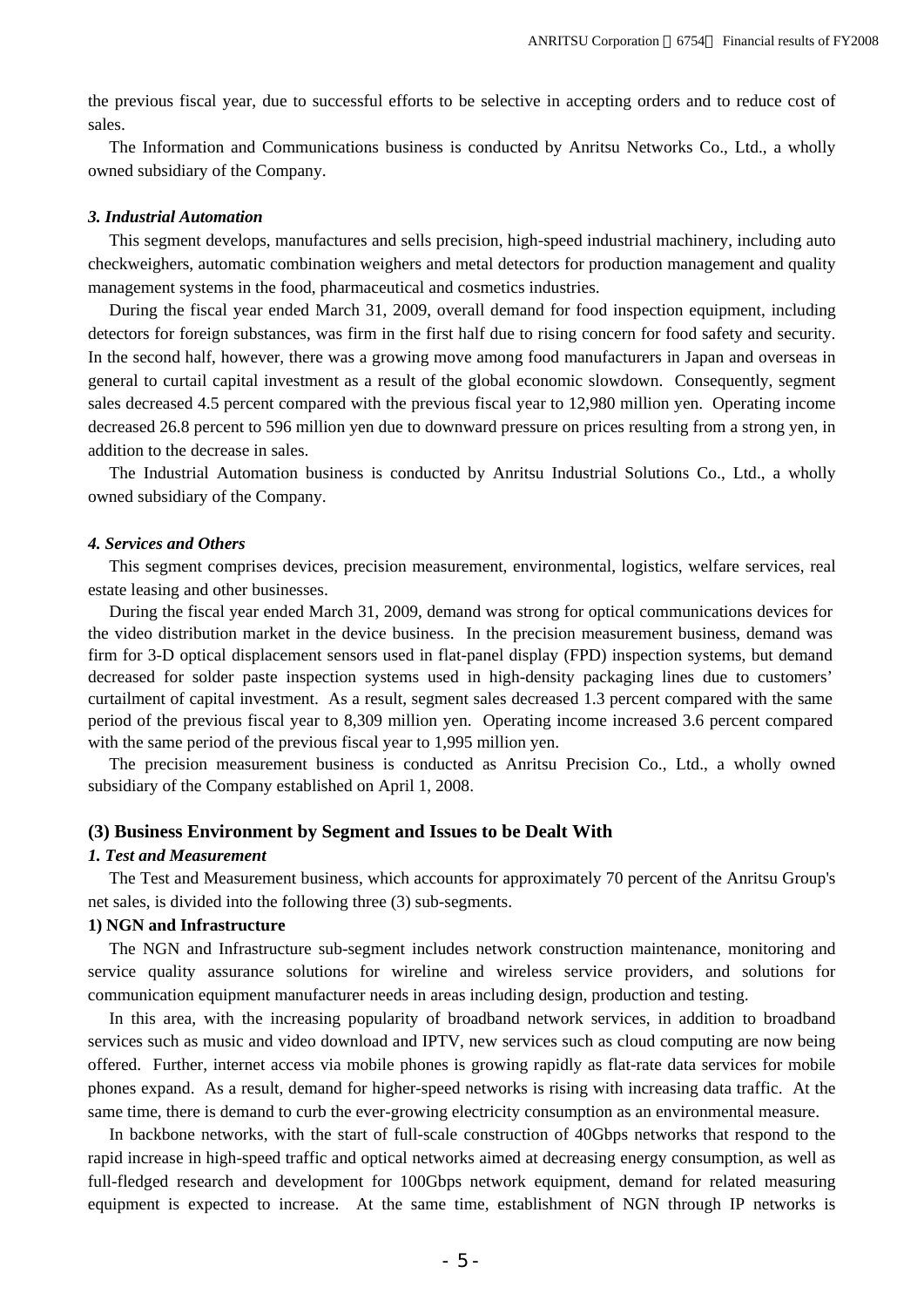the previous fiscal year, due to successful efforts to be selective in accepting orders and to reduce cost of sales.

The Information and Communications business is conducted by Anritsu Networks Co., Ltd., a wholly owned subsidiary of the Company.

### *3. Industrial Automation*

This segment develops, manufactures and sells precision, high-speed industrial machinery, including auto checkweighers, automatic combination weighers and metal detectors for production management and quality management systems in the food, pharmaceutical and cosmetics industries.

During the fiscal year ended March 31, 2009, overall demand for food inspection equipment, including detectors for foreign substances, was firm in the first half due to rising concern for food safety and security. In the second half, however, there was a growing move among food manufacturers in Japan and overseas in general to curtail capital investment as a result of the global economic slowdown. Consequently, segment sales decreased 4.5 percent compared with the previous fiscal year to 12,980 million yen. Operating income decreased 26.8 percent to 596 million yen due to downward pressure on prices resulting from a strong yen, in addition to the decrease in sales.

The Industrial Automation business is conducted by Anritsu Industrial Solutions Co., Ltd., a wholly owned subsidiary of the Company.

### *4. Services and Others*

This segment comprises devices, precision measurement, environmental, logistics, welfare services, real estate leasing and other businesses.

During the fiscal year ended March 31, 2009, demand was strong for optical communications devices for the video distribution market in the device business. In the precision measurement business, demand was firm for 3-D optical displacement sensors used in flat-panel display (FPD) inspection systems, but demand decreased for solder paste inspection systems used in high-density packaging lines due to customers' curtailment of capital investment. As a result, segment sales decreased 1.3 percent compared with the same period of the previous fiscal year to 8,309 million yen. Operating income increased 3.6 percent compared with the same period of the previous fiscal year to 1,995 million yen.

The precision measurement business is conducted as Anritsu Precision Co., Ltd., a wholly owned subsidiary of the Company established on April 1, 2008.

## (3) Business Environment by Segment and Issues to be Dealt With

### *1. Test and Measurement*

The Test and Measurement business, which accounts for approximately 70 percent of the Anritsu Group's net sales, is divided into the following three (3) sub-segments.

#### 1) NGN and Infrastructure

The NGN and Infrastructure sub-segment includes network construction maintenance, monitoring and service quality assurance solutions for wireline and wireless service providers, and solutions for communication equipment manufacturer needs in areas including design, production and testing.

In this area, with the increasing popularity of broadband network services, in addition to broadband services such as music and video download and IPTV, new services such as cloud computing are now being offered. Further, internet access via mobile phones is growing rapidly as flat-rate data services for mobile phones expand. As a result, demand for higher-speed networks is rising with increasing data traffic. At the same time, there is demand to curb the ever-growing electricity consumption as an environmental measure.

In backbone networks, with the start of full-scale construction of 40Gbps networks that respond to the rapid increase in high-speed traffic and optical networks aimed at decreasing energy consumption, as well as full-fledged research and development for 100Gbps network equipment, demand for related measuring equipment is expected to increase. At the same time, establishment of NGN through IP networks is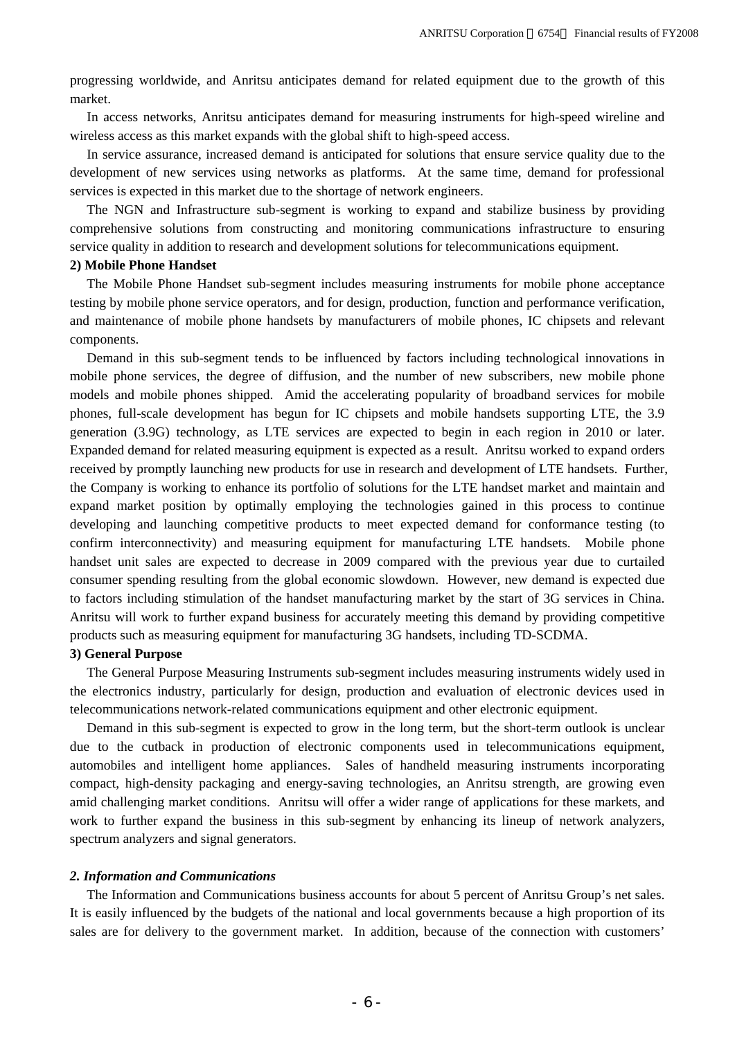progressing worldwide, and Anritsu anticipates demand for related equipment due to the growth of this market.

In access networks, Anritsu anticipates demand for measuring instruments for high-speed wireline and wireless access as this market expands with the global shift to high-speed access.

In service assurance, increased demand is anticipated for solutions that ensure service quality due to the development of new services using networks as platforms. At the same time, demand for professional services is expected in this market due to the shortage of network engineers.

The NGN and Infrastructure sub-segment is working to expand and stabilize business by providing comprehensive solutions from constructing and monitoring communications infrastructure to ensuring service quality in addition to research and development solutions for telecommunications equipment.

**2) Mobile Phone Handset**

The Mobile Phone Handset sub-segment includes measuring instruments for mobile phone acceptance testing by mobile phone service operators, and for design, production, function and performance verification, and maintenance of mobile phone handsets by manufacturers of mobile phones, IC chipsets and relevant components.

Demand in this sub-segment tends to be influenced by factors including technological innovations in mobile phone services, the degree of diffusion, and the number of new subscribers, new mobile phone models and mobile phones shipped. Amid the accelerating popularity of broadband services for mobile phones, full-scale development has begun for IC chipsets and mobile handsets supporting LTE, the 3.9 generation (3.9G) technology, as LTE services are expected to begin in each region in 2010 or later. Expanded demand for related measuring equipment is expected as a result. Anritsu worked to expand orders received by promptly launching new products for use in research and development of LTE handsets. Further, the Company is working to enhance its portfolio of solutions for the LTE handset market and maintain and expand market position by optimally employing the technologies gained in this process to continue developing and launching competitive products to meet expected demand for conformance testing (to confirm interconnectivity) and measuring equipment for manufacturing LTE handsets. Mobile phone handset unit sales are expected to decrease in 2009 compared with the previous year due to curtailed consumer spending resulting from the global economic slowdown. However, new demand is expected due to factors including stimulation of the handset manufacturing market by the start of 3G services in China. Anritsu will work to further expand business for accurately meeting this demand by providing competitive products such as measuring equipment for manufacturing 3G handsets, including TD-SCDMA.

**3) General Purpose**

The General Purpose Measuring Instruments sub-segment includes measuring instruments widely used in the electronics industry, particularly for design, production and evaluation of electronic devices used in telecommunications network-related communications equipment and other electronic equipment.

Demand in this sub-segment is expected to grow in the long term, but the short-term outlook is unclear due to the cutback in production of electronic components used in telecommunications equipment, automobiles and intelligent home appliances. Sales of handheld measuring instruments incorporating compact, high-density packaging and energy-saving technologies, an Anritsu strength, are growing even amid challenging market conditions. Anritsu will offer a wider range of applications for these markets, and work to further expand the business in this sub-segment by enhancing its lineup of network analyzers, spectrum analyzers and signal generators.

***2. Information and Communications***

The Information and Communications business accounts for about 5 percent of Anritsu Group's net sales. It is easily influenced by the budgets of the national and local governments because a high proportion of its sales are for delivery to the government market. In addition, because of the connection with customers'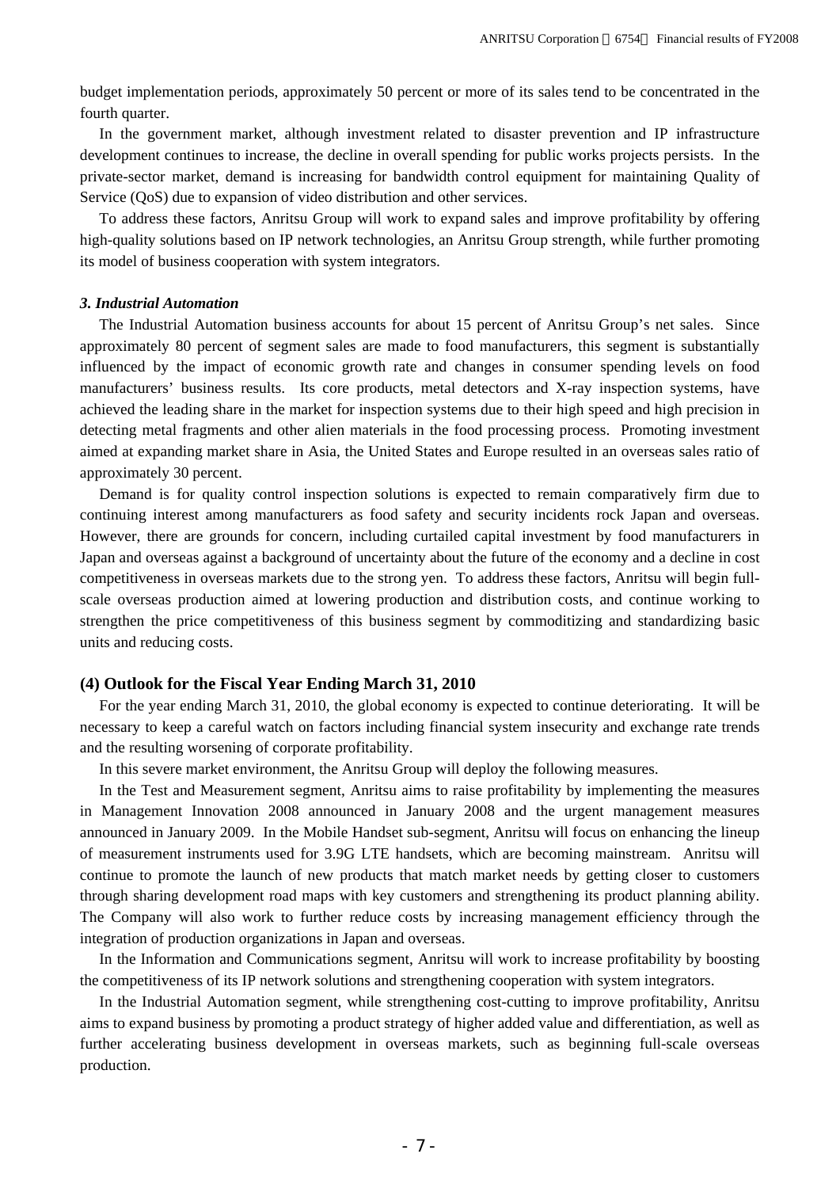budget implementation periods, approximately 50 percent or more of its sales tend to be concentrated in the fourth quarter.

In the government market, although investment related to disaster prevention and IP infrastructure development continues to increase, the decline in overall spending for public works projects persists. In the private-sector market, demand is increasing for bandwidth control equipment for maintaining Quality of Service (QoS) due to expansion of video distribution and other services.

To address these factors, Anritsu Group will work to expand sales and improve profitability by offering high-quality solutions based on IP network technologies, an Anritsu Group strength, while further promoting its model of business cooperation with system integrators.

***3. Industrial Automation***

The Industrial Automation business accounts for about 15 percent of Anritsu Group's net sales. Since approximately 80 percent of segment sales are made to food manufacturers, this segment is substantially influenced by the impact of economic growth rate and changes in consumer spending levels on food manufacturers' business results. Its core products, metal detectors and X-ray inspection systems, have achieved the leading share in the market for inspection systems due to their high speed and high precision in detecting metal fragments and other alien materials in the food processing process. Promoting investment aimed at expanding market share in Asia, the United States and Europe resulted in an overseas sales ratio of approximately 30 percent.

Demand is for quality control inspection solutions is expected to remain comparatively firm due to continuing interest among manufacturers as food safety and security incidents rock Japan and overseas. However, there are grounds for concern, including curtailed capital investment by food manufacturers in Japan and overseas against a background of uncertainty about the future of the economy and a decline in cost competitiveness in overseas markets due to the strong yen. To address these factors, Anritsu will begin full-scale overseas production aimed at lowering production and distribution costs, and continue working to strengthen the price competitiveness of this business segment by commoditizing and standardizing basic units and reducing costs.

### (4) Outlook for the Fiscal Year Ending March 31, 2010

For the year ending March 31, 2010, the global economy is expected to continue deteriorating. It will be necessary to keep a careful watch on factors including financial system insecurity and exchange rate trends and the resulting worsening of corporate profitability.

In this severe market environment, the Anritsu Group will deploy the following measures.

In the Test and Measurement segment, Anritsu aims to raise profitability by implementing the measures in Management Innovation 2008 announced in January 2008 and the urgent management measures announced in January 2009. In the Mobile Handset sub-segment, Anritsu will focus on enhancing the lineup of measurement instruments used for 3.9G LTE handsets, which are becoming mainstream. Anritsu will continue to promote the launch of new products that match market needs by getting closer to customers through sharing development road maps with key customers and strengthening its product planning ability. The Company will also work to further reduce costs by increasing management efficiency through the integration of production organizations in Japan and overseas.

In the Information and Communications segment, Anritsu will work to increase profitability by boosting the competitiveness of its IP network solutions and strengthening cooperation with system integrators.

In the Industrial Automation segment, while strengthening cost-cutting to improve profitability, Anritsu aims to expand business by promoting a product strategy of higher added value and differentiation, as well as further accelerating business development in overseas markets, such as beginning full-scale overseas production.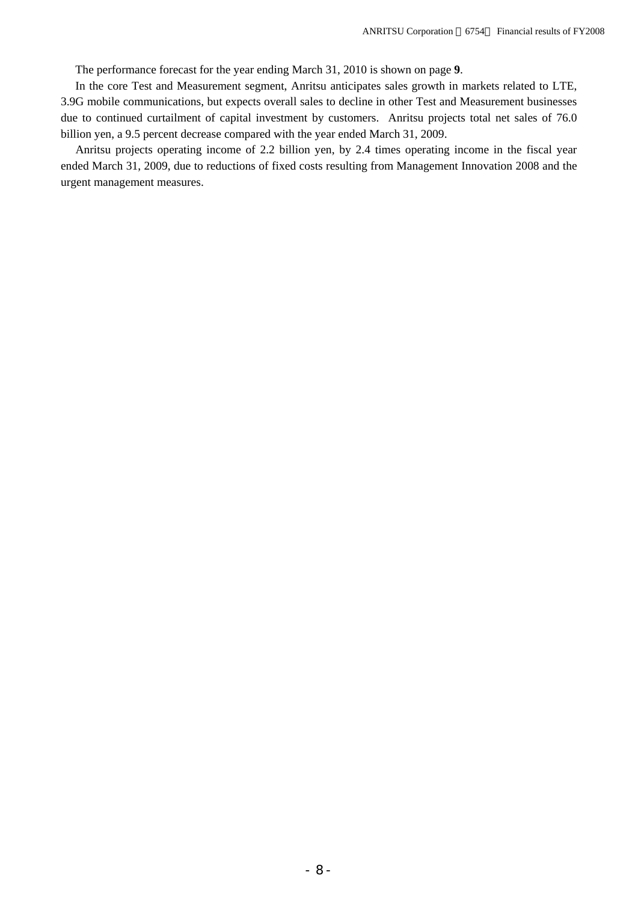The performance forecast for the year ending March 31, 2010 is shown on page **9**.

In the core Test and Measurement segment, Anritsu anticipates sales growth in markets related to LTE, 3.9G mobile communications, but expects overall sales to decline in other Test and Measurement businesses due to continued curtailment of capital investment by customers. Anritsu projects total net sales of 76.0 billion yen, a 9.5 percent decrease compared with the year ended March 31, 2009.

Anritsu projects operating income of 2.2 billion yen, by 2.4 times operating income in the fiscal year ended March 31, 2009, due to reductions of fixed costs resulting from Management Innovation 2008 and the urgent management measures.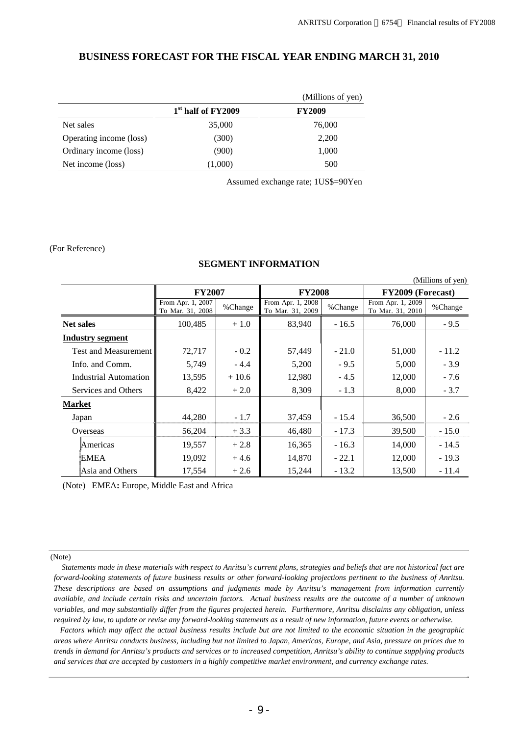## BUSINESS FORECAST FOR THE FISCAL YEAR ENDING MARCH 31, 2010

(Millions of yen)

| | 1st half of FY2009 | FY2009 |
|---|---|---|
| Net sales | 35,000 | 76,000 |
| Operating income (loss) | (300) | 2,200 |
| Ordinary income (loss) | (900) | 1,000 |
| Net income (loss) | (1,000) | 500 |

Assumed exchange rate; 1US$=90Yen

(For Reference)

### SEGMENT INFORMATION

(Millions of yen)

| | FY2007 | | FY2008 | | FY2009 (Forecast) | |
|---|---|---|---|---|---|---|
| | From Apr. 1, 2007 To Mar. 31, 2008 | %Change | From Apr. 1, 2008 To Mar. 31, 2009 | %Change | From Apr. 1, 2009 To Mar. 31, 2010 | %Change |
| **Net sales** | 100,485 | + 1.0 | 83,940 | - 16.5 | 76,000 | - 9.5 |
| **Industry segment** | | | | | | |
| Test and Measurement | 72,717 | - 0.2 | 57,449 | - 21.0 | 51,000 | - 11.2 |
| Info. and Comm. | 5,749 | - 4.4 | 5,200 | - 9.5 | 5,000 | - 3.9 |
| Industrial Automation | 13,595 | + 10.6 | 12,980 | - 4.5 | 12,000 | - 7.6 |
| Services and Others | 8,422 | + 2.0 | 8,309 | - 1.3 | 8,000 | - 3.7 |
| **Market** | | | | | | |
| Japan | 44,280 | - 1.7 | 37,459 | - 15.4 | 36,500 | - 2.6 |
| Overseas | 56,204 | + 3.3 | 46,480 | - 17.3 | 39,500 | - 15.0 |
| Americas | 19,557 | + 2.8 | 16,365 | - 16.3 | 14,000 | - 14.5 |
| EMEA | 19,092 | + 4.6 | 14,870 | - 22.1 | 12,000 | - 19.3 |
| Asia and Others | 17,554 | + 2.6 | 15,244 | - 13.2 | 13,500 | - 11.4 |

(Note) EMEA**:** Europe, Middle East and Africa

(Note)

*Statements made in these materials with respect to Anritsu's current plans, strategies and beliefs that are not historical fact are forward-looking statements of future business results or other forward-looking projections pertinent to the business of Anritsu. These descriptions are based on assumptions and judgments made by Anritsu's management from information currently available, and include certain risks and uncertain factors. Actual business results are the outcome of a number of unknown variables, and may substantially differ from the figures projected herein. Furthermore, Anritsu disclaims any obligation, unless required by law, to update or revise any forward-looking statements as a result of new information, future events or otherwise.*

*Factors which may affect the actual business results include but are not limited to the economic situation in the geographic areas where Anritsu conducts business, including but not limited to Japan, Americas, Europe, and Asia, pressure on prices due to trends in demand for Anritsu's products and services or to increased competition, Anritsu's ability to continue supplying products and services that are accepted by customers in a highly competitive market environment, and currency exchange rates.*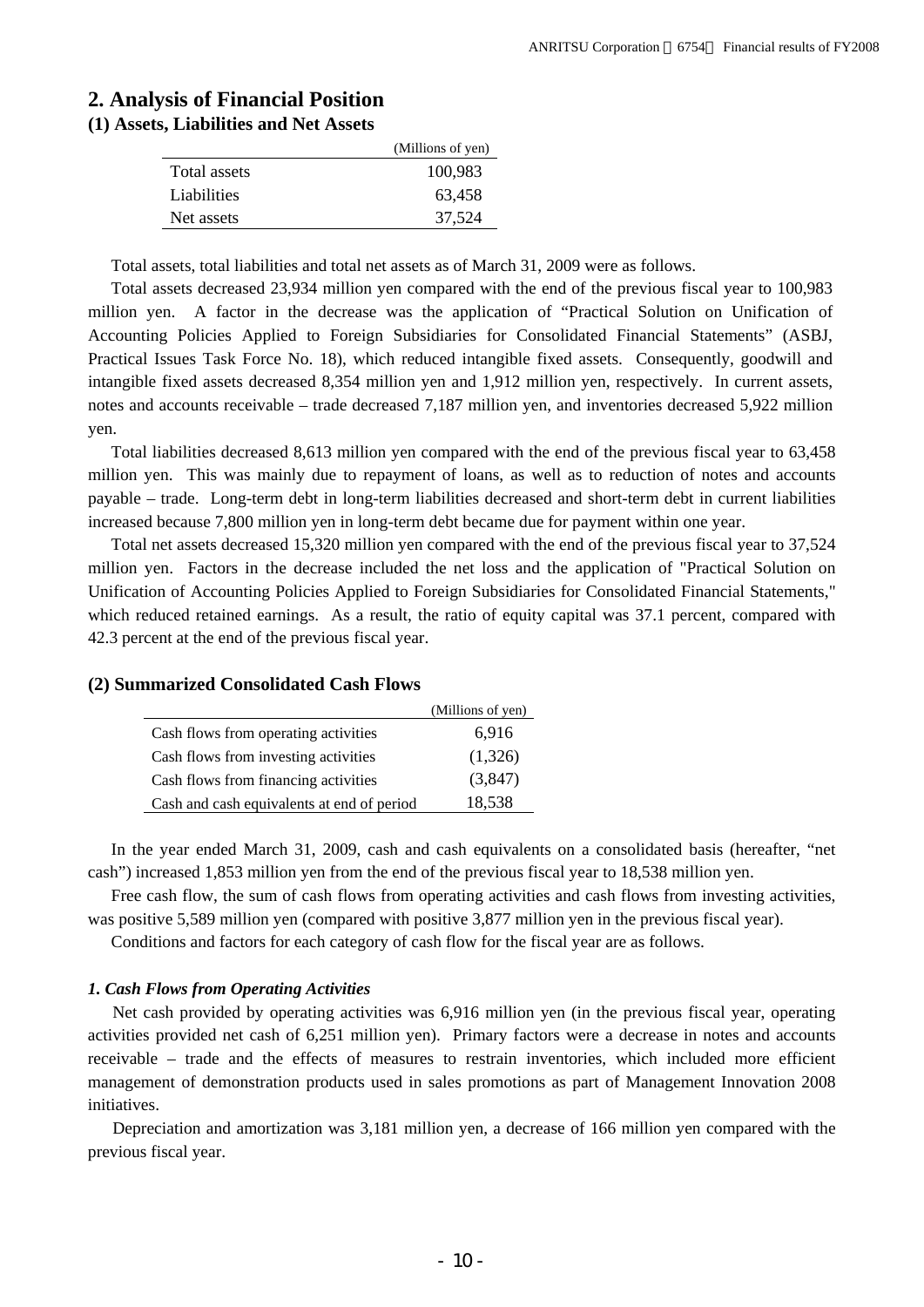## 2. Analysis of Financial Position

### (1) Assets, Liabilities and Net Assets

| | (Millions of yen) |
|---|---|
| Total assets | 100,983 |
| Liabilities | 63,458 |
| Net assets | 37,524 |

Total assets, total liabilities and total net assets as of March 31, 2009 were as follows.

Total assets decreased 23,934 million yen compared with the end of the previous fiscal year to 100,983 million yen. A factor in the decrease was the application of "Practical Solution on Unification of Accounting Policies Applied to Foreign Subsidiaries for Consolidated Financial Statements" (ASBJ, Practical Issues Task Force No. 18), which reduced intangible fixed assets. Consequently, goodwill and intangible fixed assets decreased 8,354 million yen and 1,912 million yen, respectively. In current assets, notes and accounts receivable – trade decreased 7,187 million yen, and inventories decreased 5,922 million yen.

Total liabilities decreased 8,613 million yen compared with the end of the previous fiscal year to 63,458 million yen. This was mainly due to repayment of loans, as well as to reduction of notes and accounts payable – trade. Long-term debt in long-term liabilities decreased and short-term debt in current liabilities increased because 7,800 million yen in long-term debt became due for payment within one year.

Total net assets decreased 15,320 million yen compared with the end of the previous fiscal year to 37,524 million yen. Factors in the decrease included the net loss and the application of "Practical Solution on Unification of Accounting Policies Applied to Foreign Subsidiaries for Consolidated Financial Statements," which reduced retained earnings. As a result, the ratio of equity capital was 37.1 percent, compared with 42.3 percent at the end of the previous fiscal year.

### (2) Summarized Consolidated Cash Flows

| | (Millions of yen) |
|---|---|
| Cash flows from operating activities | 6,916 |
| Cash flows from investing activities | (1,326) |
| Cash flows from financing activities | (3,847) |
| Cash and cash equivalents at end of period | 18,538 |

In the year ended March 31, 2009, cash and cash equivalents on a consolidated basis (hereafter, "net cash") increased 1,853 million yen from the end of the previous fiscal year to 18,538 million yen.

Free cash flow, the sum of cash flows from operating activities and cash flows from investing activities, was positive 5,589 million yen (compared with positive 3,877 million yen in the previous fiscal year).

Conditions and factors for each category of cash flow for the fiscal year are as follows.

#### *1. Cash Flows from Operating Activities*

Net cash provided by operating activities was 6,916 million yen (in the previous fiscal year, operating activities provided net cash of 6,251 million yen). Primary factors were a decrease in notes and accounts receivable – trade and the effects of measures to restrain inventories, which included more efficient management of demonstration products used in sales promotions as part of Management Innovation 2008 initiatives.

Depreciation and amortization was 3,181 million yen, a decrease of 166 million yen compared with the previous fiscal year.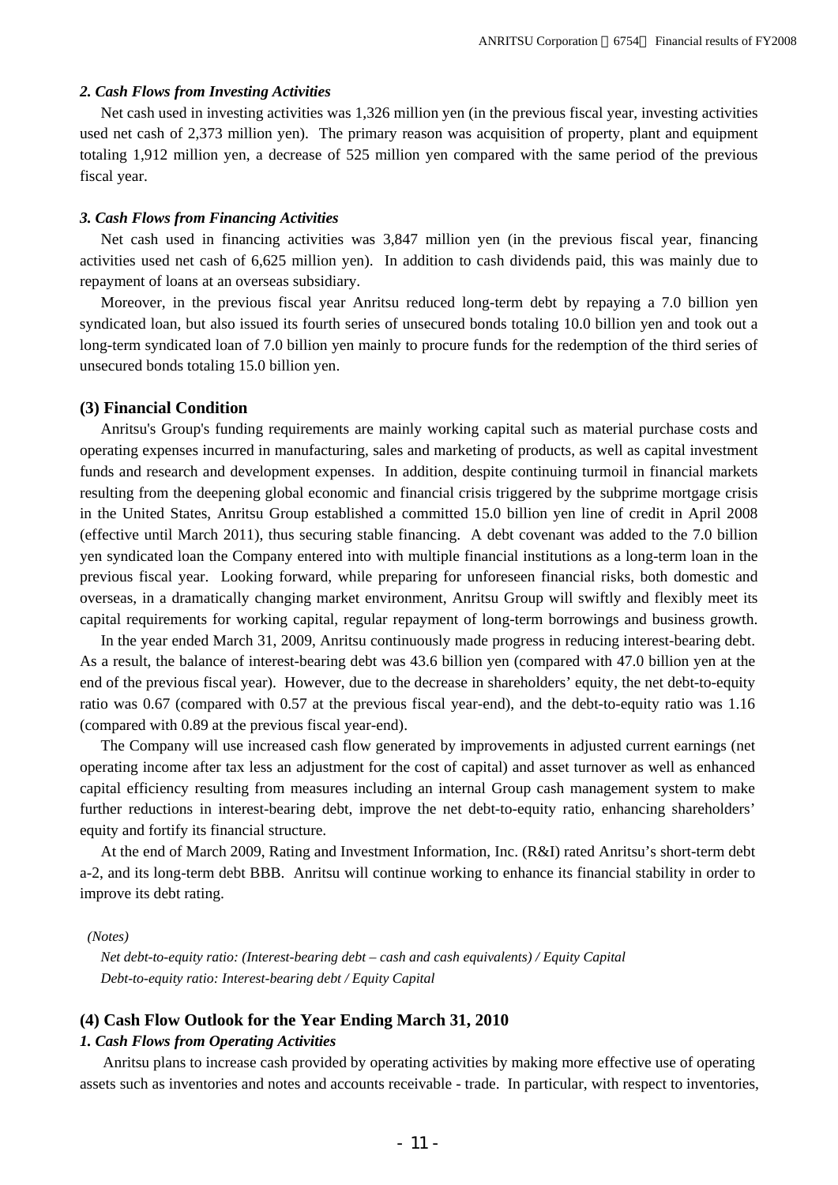*2. Cash Flows from Investing Activities*

Net cash used in investing activities was 1,326 million yen (in the previous fiscal year, investing activities used net cash of 2,373 million yen). The primary reason was acquisition of property, plant and equipment totaling 1,912 million yen, a decrease of 525 million yen compared with the same period of the previous fiscal year.

*3. Cash Flows from Financing Activities*

Net cash used in financing activities was 3,847 million yen (in the previous fiscal year, financing activities used net cash of 6,625 million yen). In addition to cash dividends paid, this was mainly due to repayment of loans at an overseas subsidiary.

Moreover, in the previous fiscal year Anritsu reduced long-term debt by repaying a 7.0 billion yen syndicated loan, but also issued its fourth series of unsecured bonds totaling 10.0 billion yen and took out a long-term syndicated loan of 7.0 billion yen mainly to procure funds for the redemption of the third series of unsecured bonds totaling 15.0 billion yen.

### (3) Financial Condition

Anritsu's Group's funding requirements are mainly working capital such as material purchase costs and operating expenses incurred in manufacturing, sales and marketing of products, as well as capital investment funds and research and development expenses. In addition, despite continuing turmoil in financial markets resulting from the deepening global economic and financial crisis triggered by the subprime mortgage crisis in the United States, Anritsu Group established a committed 15.0 billion yen line of credit in April 2008 (effective until March 2011), thus securing stable financing. A debt covenant was added to the 7.0 billion yen syndicated loan the Company entered into with multiple financial institutions as a long-term loan in the previous fiscal year. Looking forward, while preparing for unforeseen financial risks, both domestic and overseas, in a dramatically changing market environment, Anritsu Group will swiftly and flexibly meet its capital requirements for working capital, regular repayment of long-term borrowings and business growth.

In the year ended March 31, 2009, Anritsu continuously made progress in reducing interest-bearing debt. As a result, the balance of interest-bearing debt was 43.6 billion yen (compared with 47.0 billion yen at the end of the previous fiscal year). However, due to the decrease in shareholders' equity, the net debt-to-equity ratio was 0.67 (compared with 0.57 at the previous fiscal year-end), and the debt-to-equity ratio was 1.16 (compared with 0.89 at the previous fiscal year-end).

The Company will use increased cash flow generated by improvements in adjusted current earnings (net operating income after tax less an adjustment for the cost of capital) and asset turnover as well as enhanced capital efficiency resulting from measures including an internal Group cash management system to make further reductions in interest-bearing debt, improve the net debt-to-equity ratio, enhancing shareholders' equity and fortify its financial structure.

At the end of March 2009, Rating and Investment Information, Inc. (R&I) rated Anritsu's short-term debt a-2, and its long-term debt BBB. Anritsu will continue working to enhance its financial stability in order to improve its debt rating.

*(Notes)*

*Net debt-to-equity ratio: (Interest-bearing debt – cash and cash equivalents) / Equity Capital*

*Debt-to-equity ratio: Interest-bearing debt / Equity Capital*

### (4) Cash Flow Outlook for the Year Ending March 31, 2010

*1. Cash Flows from Operating Activities*

Anritsu plans to increase cash provided by operating activities by making more effective use of operating assets such as inventories and notes and accounts receivable - trade. In particular, with respect to inventories,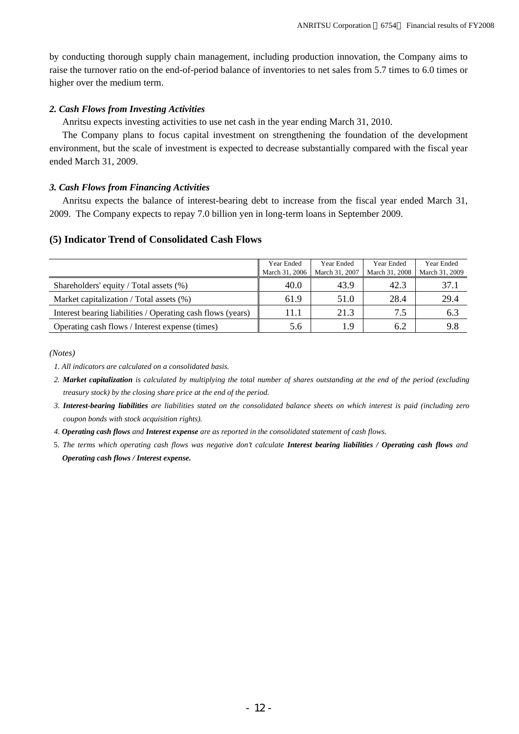by conducting thorough supply chain management, including production innovation, the Company aims to raise the turnover ratio on the end-of-period balance of inventories to net sales from 5.7 times to 6.0 times or higher over the medium term.

### *2. Cash Flows from Investing Activities*

Anritsu expects investing activities to use net cash in the year ending March 31, 2010.

The Company plans to focus capital investment on strengthening the foundation of the development environment, but the scale of investment is expected to decrease substantially compared with the fiscal year ended March 31, 2009.

### *3. Cash Flows from Financing Activities*

Anritsu expects the balance of interest-bearing debt to increase from the fiscal year ended March 31, 2009. The Company expects to repay 7.0 billion yen in long-term loans in September 2009.

## (5) Indicator Trend of Consolidated Cash Flows

| | Year Ended March 31, 2006 | Year Ended March 31, 2007 | Year Ended March 31, 2008 | Year Ended March 31, 2009 |
|---|---|---|---|---|
| Shareholders' equity / Total assets (%) | 40.0 | 43.9 | 42.3 | 37.1 |
| Market capitalization / Total assets (%) | 61.9 | 51.0 | 28.4 | 29.4 |
| Interest bearing liabilities / Operating cash flows (years) | 11.1 | 21.3 | 7.5 | 6.3 |
| Operating cash flows / Interest expense (times) | 5.6 | 1.9 | 6.2 | 9.8 |

*(Notes)*

1. *All indicators are calculated on a consolidated basis.*
2. ***Market capitalization** is calculated by multiplying the total number of shares outstanding at the end of the period (excluding treasury stock) by the closing share price at the end of the period.*
3. ***Interest-bearing liabilities** are liabilities stated on the consolidated balance sheets on which interest is paid (including zero coupon bonds with stock acquisition rights).*
4. ***Operating cash flows** and **Interest expense** are as reported in the consolidated statement of cash flows.*
5. *The terms which operating cash flows was negative don't calculate **Interest bearing liabilities / Operating cash flows** and **Operating cash flows / Interest expense.***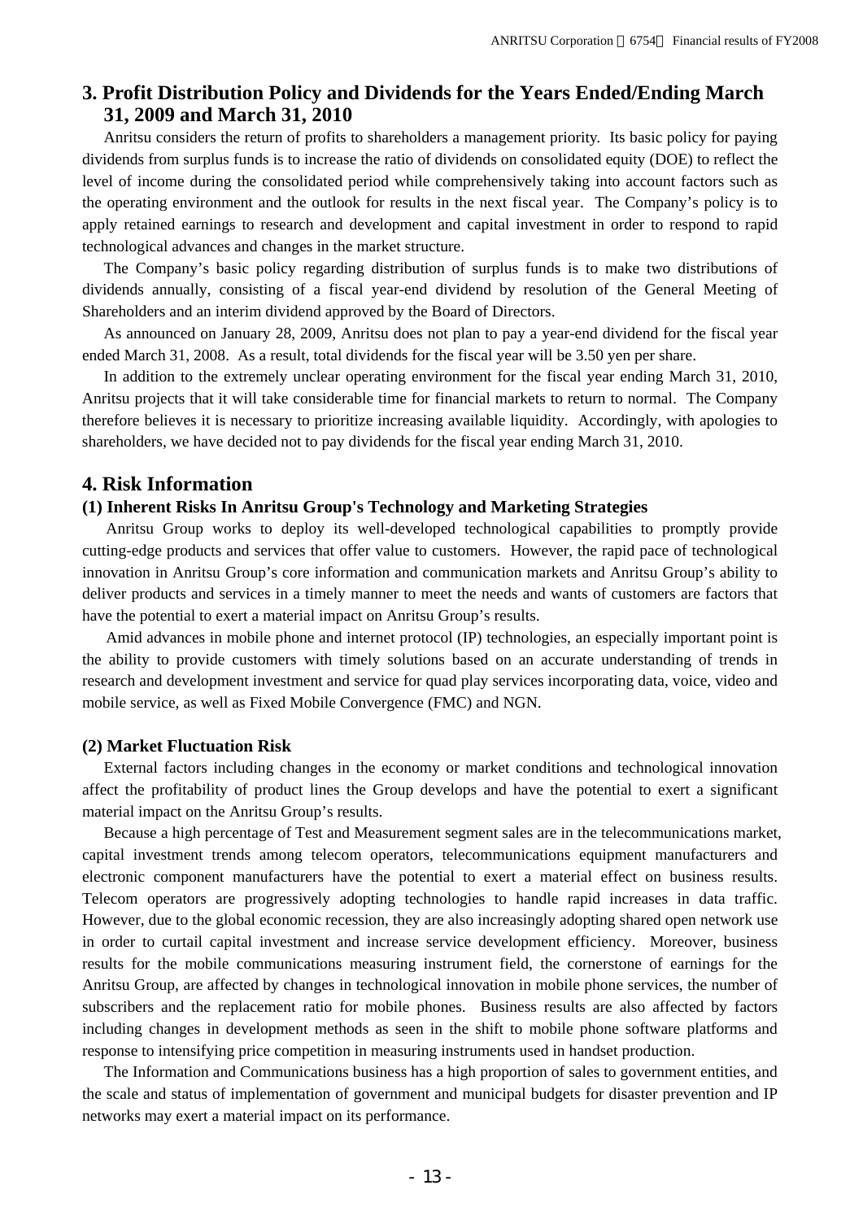## 3. Profit Distribution Policy and Dividends for the Years Ended/Ending March 31, 2009 and March 31, 2010

Anritsu considers the return of profits to shareholders a management priority. Its basic policy for paying dividends from surplus funds is to increase the ratio of dividends on consolidated equity (DOE) to reflect the level of income during the consolidated period while comprehensively taking into account factors such as the operating environment and the outlook for results in the next fiscal year. The Company's policy is to apply retained earnings to research and development and capital investment in order to respond to rapid technological advances and changes in the market structure.

The Company's basic policy regarding distribution of surplus funds is to make two distributions of dividends annually, consisting of a fiscal year-end dividend by resolution of the General Meeting of Shareholders and an interim dividend approved by the Board of Directors.

As announced on January 28, 2009, Anritsu does not plan to pay a year-end dividend for the fiscal year ended March 31, 2008. As a result, total dividends for the fiscal year will be 3.50 yen per share.

In addition to the extremely unclear operating environment for the fiscal year ending March 31, 2010, Anritsu projects that it will take considerable time for financial markets to return to normal. The Company therefore believes it is necessary to prioritize increasing available liquidity. Accordingly, with apologies to shareholders, we have decided not to pay dividends for the fiscal year ending March 31, 2010.

## 4. Risk Information

### (1) Inherent Risks In Anritsu Group's Technology and Marketing Strategies

Anritsu Group works to deploy its well-developed technological capabilities to promptly provide cutting-edge products and services that offer value to customers. However, the rapid pace of technological innovation in Anritsu Group's core information and communication markets and Anritsu Group's ability to deliver products and services in a timely manner to meet the needs and wants of customers are factors that have the potential to exert a material impact on Anritsu Group's results.

Amid advances in mobile phone and internet protocol (IP) technologies, an especially important point is the ability to provide customers with timely solutions based on an accurate understanding of trends in research and development investment and service for quad play services incorporating data, voice, video and mobile service, as well as Fixed Mobile Convergence (FMC) and NGN.

### (2) Market Fluctuation Risk

External factors including changes in the economy or market conditions and technological innovation affect the profitability of product lines the Group develops and have the potential to exert a significant material impact on the Anritsu Group's results.

Because a high percentage of Test and Measurement segment sales are in the telecommunications market, capital investment trends among telecom operators, telecommunications equipment manufacturers and electronic component manufacturers have the potential to exert a material effect on business results. Telecom operators are progressively adopting technologies to handle rapid increases in data traffic. However, due to the global economic recession, they are also increasingly adopting shared open network use in order to curtail capital investment and increase service development efficiency. Moreover, business results for the mobile communications measuring instrument field, the cornerstone of earnings for the Anritsu Group, are affected by changes in technological innovation in mobile phone services, the number of subscribers and the replacement ratio for mobile phones. Business results are also affected by factors including changes in development methods as seen in the shift to mobile phone software platforms and response to intensifying price competition in measuring instruments used in handset production.

The Information and Communications business has a high proportion of sales to government entities, and the scale and status of implementation of government and municipal budgets for disaster prevention and IP networks may exert a material impact on its performance.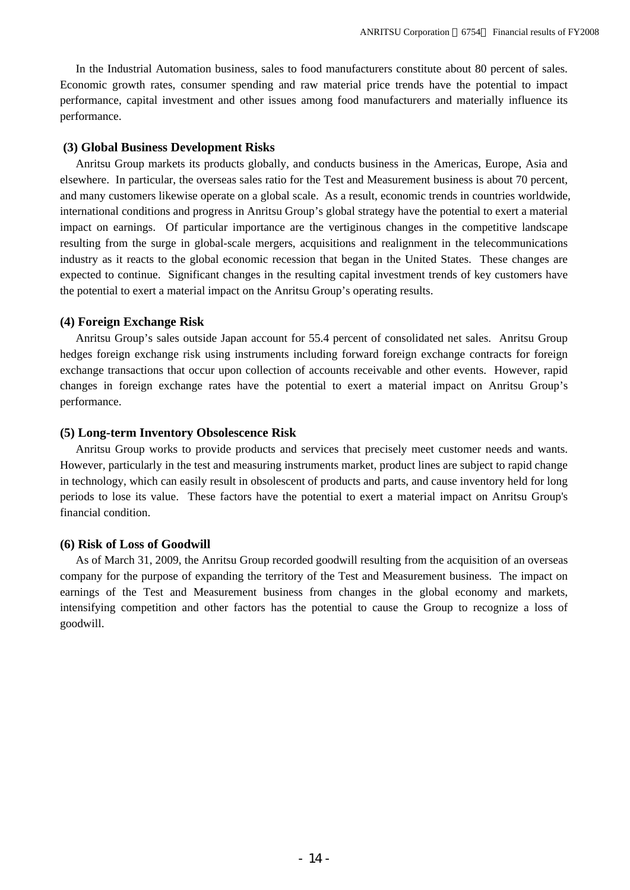In the Industrial Automation business, sales to food manufacturers constitute about 80 percent of sales. Economic growth rates, consumer spending and raw material price trends have the potential to impact performance, capital investment and other issues among food manufacturers and materially influence its performance.

### (3) Global Business Development Risks

Anritsu Group markets its products globally, and conducts business in the Americas, Europe, Asia and elsewhere. In particular, the overseas sales ratio for the Test and Measurement business is about 70 percent, and many customers likewise operate on a global scale. As a result, economic trends in countries worldwide, international conditions and progress in Anritsu Group's global strategy have the potential to exert a material impact on earnings. Of particular importance are the vertiginous changes in the competitive landscape resulting from the surge in global-scale mergers, acquisitions and realignment in the telecommunications industry as it reacts to the global economic recession that began in the United States. These changes are expected to continue. Significant changes in the resulting capital investment trends of key customers have the potential to exert a material impact on the Anritsu Group's operating results.

### (4) Foreign Exchange Risk

Anritsu Group's sales outside Japan account for 55.4 percent of consolidated net sales. Anritsu Group hedges foreign exchange risk using instruments including forward foreign exchange contracts for foreign exchange transactions that occur upon collection of accounts receivable and other events. However, rapid changes in foreign exchange rates have the potential to exert a material impact on Anritsu Group's performance.

### (5) Long-term Inventory Obsolescence Risk

Anritsu Group works to provide products and services that precisely meet customer needs and wants. However, particularly in the test and measuring instruments market, product lines are subject to rapid change in technology, which can easily result in obsolescent of products and parts, and cause inventory held for long periods to lose its value. These factors have the potential to exert a material impact on Anritsu Group's financial condition.

### (6) Risk of Loss of Goodwill

As of March 31, 2009, the Anritsu Group recorded goodwill resulting from the acquisition of an overseas company for the purpose of expanding the territory of the Test and Measurement business. The impact on earnings of the Test and Measurement business from changes in the global economy and markets, intensifying competition and other factors has the potential to cause the Group to recognize a loss of goodwill.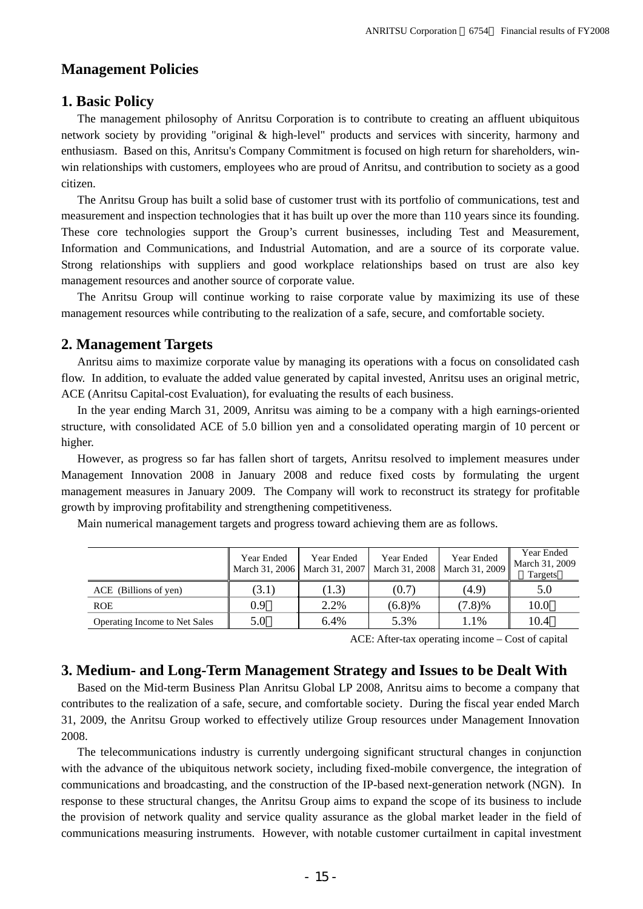# Management Policies

## 1. Basic Policy

The management philosophy of Anritsu Corporation is to contribute to creating an affluent ubiquitous network society by providing "original & high-level" products and services with sincerity, harmony and enthusiasm. Based on this, Anritsu's Company Commitment is focused on high return for shareholders, win-win relationships with customers, employees who are proud of Anritsu, and contribution to society as a good citizen.

The Anritsu Group has built a solid base of customer trust with its portfolio of communications, test and measurement and inspection technologies that it has built up over the more than 110 years since its founding. These core technologies support the Group's current businesses, including Test and Measurement, Information and Communications, and Industrial Automation, and are a source of its corporate value. Strong relationships with suppliers and good workplace relationships based on trust are also key management resources and another source of corporate value.

The Anritsu Group will continue working to raise corporate value by maximizing its use of these management resources while contributing to the realization of a safe, secure, and comfortable society.

## 2. Management Targets

Anritsu aims to maximize corporate value by managing its operations with a focus on consolidated cash flow. In addition, to evaluate the added value generated by capital invested, Anritsu uses an original metric, ACE (Anritsu Capital-cost Evaluation), for evaluating the results of each business.

In the year ending March 31, 2009, Anritsu was aiming to be a company with a high earnings-oriented structure, with consolidated ACE of 5.0 billion yen and a consolidated operating margin of 10 percent or higher.

However, as progress so far has fallen short of targets, Anritsu resolved to implement measures under Management Innovation 2008 in January 2008 and reduce fixed costs by formulating the urgent management measures in January 2009. The Company will work to reconstruct its strategy for profitable growth by improving profitability and strengthening competitiveness.

Main numerical management targets and progress toward achieving them are as follows.

| | Year Ended March 31, 2006 | Year Ended March 31, 2007 | Year Ended March 31, 2008 | Year Ended March 31, 2009 | Year Ended March 31, 2009 (Targets) |
|---|---|---|---|---|---|
| ACE (Billions of yen) | (3.1) | (1.3) | (0.7) | (4.9) | 5.0 |
| ROE | 0.9% | 2.2% | (6.8)% | (7.8)% | 10.0% |
| Operating Income to Net Sales | 5.0% | 6.4% | 5.3% | 1.1% | 10.4% |

ACE: After-tax operating income – Cost of capital

## 3. Medium- and Long-Term Management Strategy and Issues to be Dealt With

Based on the Mid-term Business Plan Anritsu Global LP 2008, Anritsu aims to become a company that contributes to the realization of a safe, secure, and comfortable society. During the fiscal year ended March 31, 2009, the Anritsu Group worked to effectively utilize Group resources under Management Innovation 2008.

The telecommunications industry is currently undergoing significant structural changes in conjunction with the advance of the ubiquitous network society, including fixed-mobile convergence, the integration of communications and broadcasting, and the construction of the IP-based next-generation network (NGN). In response to these structural changes, the Anritsu Group aims to expand the scope of its business to include the provision of network quality and service quality assurance as the global market leader in the field of communications measuring instruments. However, with notable customer curtailment in capital investment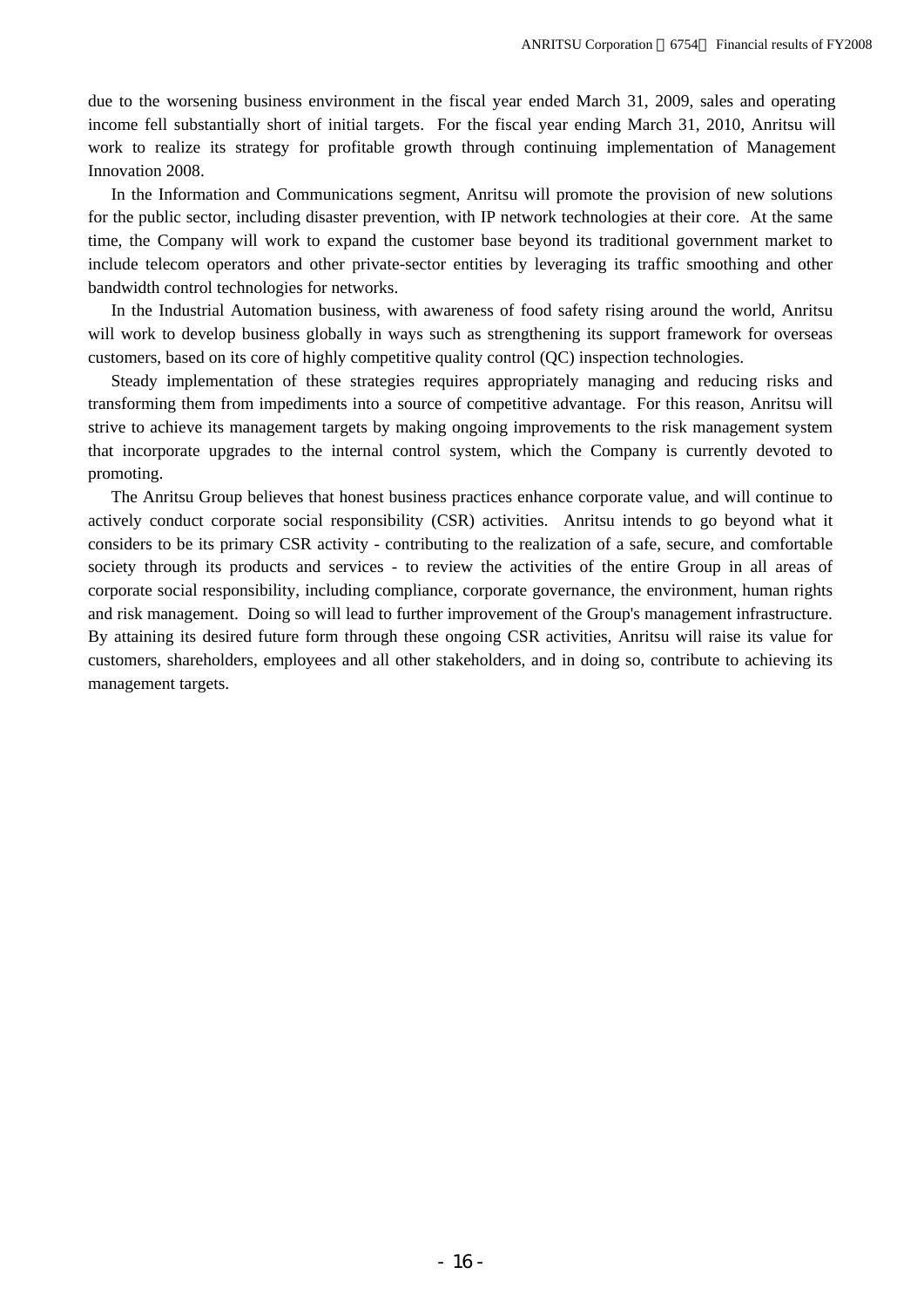due to the worsening business environment in the fiscal year ended March 31, 2009, sales and operating income fell substantially short of initial targets. For the fiscal year ending March 31, 2010, Anritsu will work to realize its strategy for profitable growth through continuing implementation of Management Innovation 2008.

In the Information and Communications segment, Anritsu will promote the provision of new solutions for the public sector, including disaster prevention, with IP network technologies at their core. At the same time, the Company will work to expand the customer base beyond its traditional government market to include telecom operators and other private-sector entities by leveraging its traffic smoothing and other bandwidth control technologies for networks.

In the Industrial Automation business, with awareness of food safety rising around the world, Anritsu will work to develop business globally in ways such as strengthening its support framework for overseas customers, based on its core of highly competitive quality control (QC) inspection technologies.

Steady implementation of these strategies requires appropriately managing and reducing risks and transforming them from impediments into a source of competitive advantage. For this reason, Anritsu will strive to achieve its management targets by making ongoing improvements to the risk management system that incorporate upgrades to the internal control system, which the Company is currently devoted to promoting.

The Anritsu Group believes that honest business practices enhance corporate value, and will continue to actively conduct corporate social responsibility (CSR) activities. Anritsu intends to go beyond what it considers to be its primary CSR activity - contributing to the realization of a safe, secure, and comfortable society through its products and services - to review the activities of the entire Group in all areas of corporate social responsibility, including compliance, corporate governance, the environment, human rights and risk management. Doing so will lead to further improvement of the Group's management infrastructure. By attaining its desired future form through these ongoing CSR activities, Anritsu will raise its value for customers, shareholders, employees and all other stakeholders, and in doing so, contribute to achieving its management targets.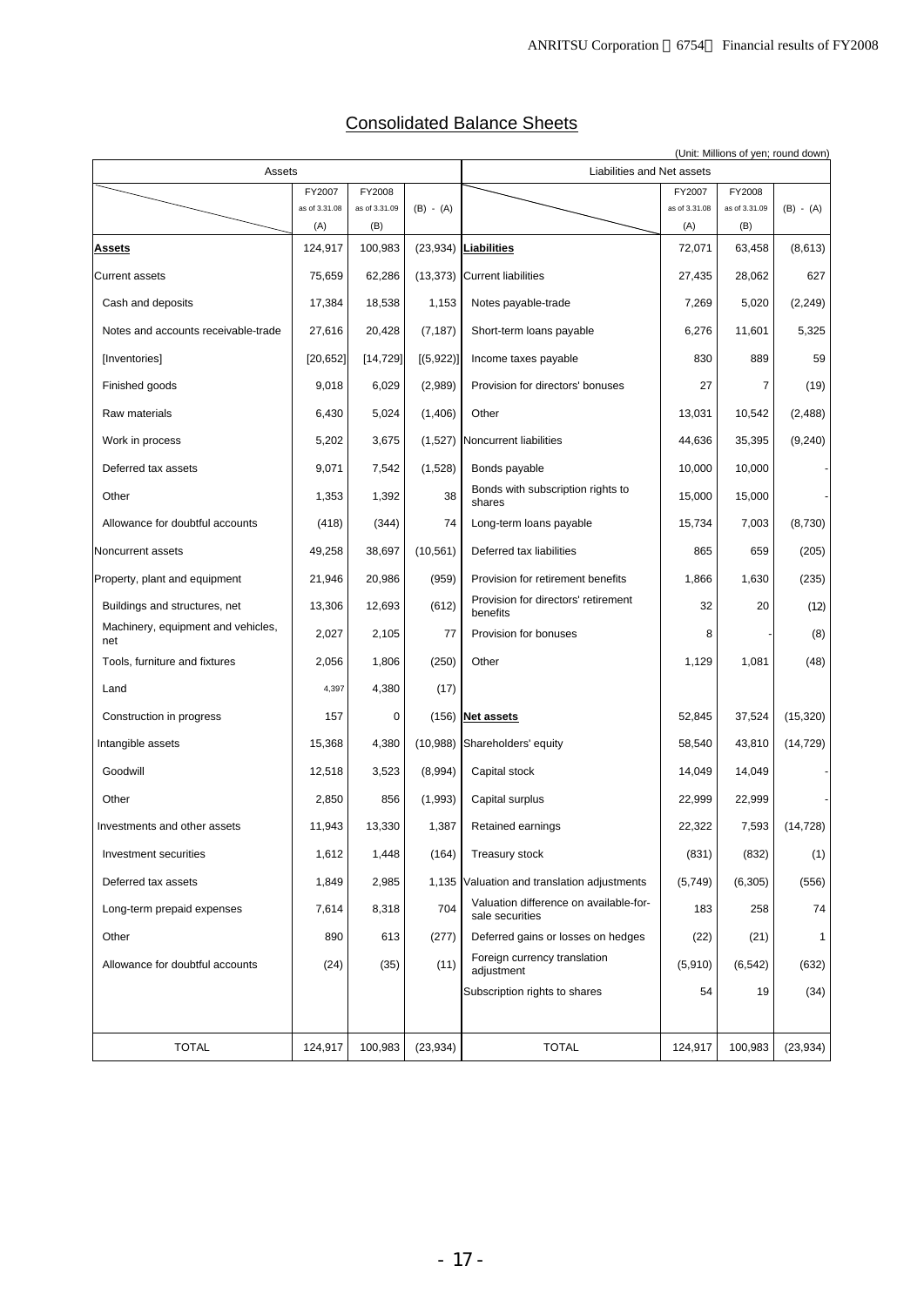# Consolidated Balance Sheets

(Unit: Millions of yen; round down)

| Assets | FY2007 as of 3.31.08 (A) | FY2008 as of 3.31.09 (B) | (B) - (A) | Liabilities and Net assets | FY2007 as of 3.31.08 (A) | FY2008 as of 3.31.09 (B) | (B) - (A) |
|---|---|---|---|---|---|---|---|
| **Assets** | 124,917 | 100,983 | (23,934) | **Liabilities** | 72,071 | 63,458 | (8,613) |
| Current assets | 75,659 | 62,286 | (13,373) | Current liabilities | 27,435 | 28,062 | 627 |
| Cash and deposits | 17,384 | 18,538 | 1,153 | Notes payable-trade | 7,269 | 5,020 | (2,249) |
| Notes and accounts receivable-trade | 27,616 | 20,428 | (7,187) | Short-term loans payable | 6,276 | 11,601 | 5,325 |
| [Inventories] | [20,652] | [14,729] | [(5,922)] | Income taxes payable | 830 | 889 | 59 |
| Finished goods | 9,018 | 6,029 | (2,989) | Provision for directors' bonuses | 27 | 7 | (19) |
| Raw materials | 6,430 | 5,024 | (1,406) | Other | 13,031 | 10,542 | (2,488) |
| Work in process | 5,202 | 3,675 | (1,527) | Noncurrent liabilities | 44,636 | 35,395 | (9,240) |
| Deferred tax assets | 9,071 | 7,542 | (1,528) | Bonds payable | 10,000 | 10,000 | - |
| Other | 1,353 | 1,392 | 38 | Bonds with subscription rights to shares | 15,000 | 15,000 | - |
| Allowance for doubtful accounts | (418) | (344) | 74 | Long-term loans payable | 15,734 | 7,003 | (8,730) |
| Noncurrent assets | 49,258 | 38,697 | (10,561) | Deferred tax liabilities | 865 | 659 | (205) |
| Property, plant and equipment | 21,946 | 20,986 | (959) | Provision for retirement benefits | 1,866 | 1,630 | (235) |
| Buildings and structures, net | 13,306 | 12,693 | (612) | Provision for directors' retirement benefits | 32 | 20 | (12) |
| Machinery, equipment and vehicles, net | 2,027 | 2,105 | 77 | Provision for bonuses | 8 | - | (8) |
| Tools, furniture and fixtures | 2,056 | 1,806 | (250) | Other | 1,129 | 1,081 | (48) |
| Land | 4,397 | 4,380 | (17) | | | | |
| Construction in progress | 157 | 0 | (156) | **Net assets** | 52,845 | 37,524 | (15,320) |
| Intangible assets | 15,368 | 4,380 | (10,988) | Shareholders' equity | 58,540 | 43,810 | (14,729) |
| Goodwill | 12,518 | 3,523 | (8,994) | Capital stock | 14,049 | 14,049 | - |
| Other | 2,850 | 856 | (1,993) | Capital surplus | 22,999 | 22,999 | - |
| Investments and other assets | 11,943 | 13,330 | 1,387 | Retained earnings | 22,322 | 7,593 | (14,728) |
| Investment securities | 1,612 | 1,448 | (164) | Treasury stock | (831) | (832) | (1) |
| Deferred tax assets | 1,849 | 2,985 | 1,135 | Valuation and translation adjustments | (5,749) | (6,305) | (556) |
| Long-term prepaid expenses | 7,614 | 8,318 | 704 | Valuation difference on available-for-sale securities | 183 | 258 | 74 |
| Other | 890 | 613 | (277) | Deferred gains or losses on hedges | (22) | (21) | 1 |
| Allowance for doubtful accounts | (24) | (35) | (11) | Foreign currency translation adjustment | (5,910) | (6,542) | (632) |
| | | | | Subscription rights to shares | 54 | 19 | (34) |
| TOTAL | 124,917 | 100,983 | (23,934) | TOTAL | 124,917 | 100,983 | (23,934) |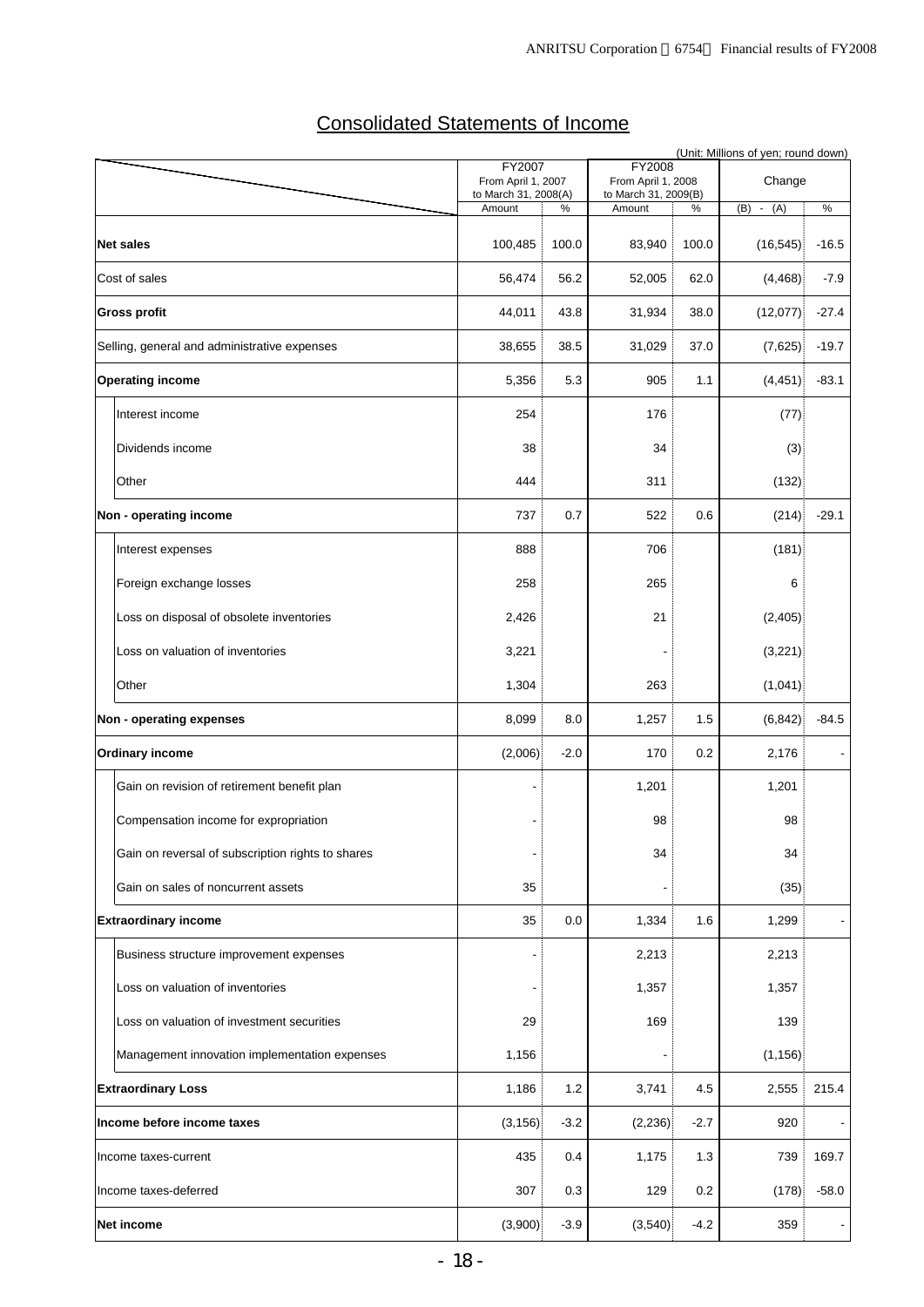# Consolidated Statements of Income

(Unit: Millions of yen; round down)

| | FY2007 From April 1, 2007 to March 31, 2008(A) | | FY2008 From April 1, 2008 to March 31, 2009(B) | | Change | |
|---|---|---|---|---|---|---|
| | Amount | % | Amount | % | (B) - (A) | % |
| **Net sales** | 100,485 | 100.0 | 83,940 | 100.0 | (16,545) | -16.5 |
| Cost of sales | 56,474 | 56.2 | 52,005 | 62.0 | (4,468) | -7.9 |
| **Gross profit** | 44,011 | 43.8 | 31,934 | 38.0 | (12,077) | -27.4 |
| Selling, general and administrative expenses | 38,655 | 38.5 | 31,029 | 37.0 | (7,625) | -19.7 |
| **Operating income** | 5,356 | 5.3 | 905 | 1.1 | (4,451) | -83.1 |
| Interest income | 254 | | 176 | | (77) | |
| Dividends income | 38 | | 34 | | (3) | |
| Other | 444 | | 311 | | (132) | |
| **Non - operating income** | 737 | 0.7 | 522 | 0.6 | (214) | -29.1 |
| Interest expenses | 888 | | 706 | | (181) | |
| Foreign exchange losses | 258 | | 265 | | 6 | |
| Loss on disposal of obsolete inventories | 2,426 | | 21 | | (2,405) | |
| Loss on valuation of inventories | 3,221 | | - | | (3,221) | |
| Other | 1,304 | | 263 | | (1,041) | |
| **Non - operating expenses** | 8,099 | 8.0 | 1,257 | 1.5 | (6,842) | -84.5 |
| **Ordinary income** | (2,006) | -2.0 | 170 | 0.2 | 2,176 | - |
| Gain on revision of retirement benefit plan | - | | 1,201 | | 1,201 | |
| Compensation income for expropriation | - | | 98 | | 98 | |
| Gain on reversal of subscription rights to shares | - | | 34 | | 34 | |
| Gain on sales of noncurrent assets | 35 | | - | | (35) | |
| **Extraordinary income** | 35 | 0.0 | 1,334 | 1.6 | 1,299 | - |
| Business structure improvement expenses | - | | 2,213 | | 2,213 | |
| Loss on valuation of inventories | - | | 1,357 | | 1,357 | |
| Loss on valuation of investment securities | 29 | | 169 | | 139 | |
| Management innovation implementation expenses | 1,156 | | - | | (1,156) | |
| **Extraordinary Loss** | 1,186 | 1.2 | 3,741 | 4.5 | 2,555 | 215.4 |
| **Income before income taxes** | (3,156) | -3.2 | (2,236) | -2.7 | 920 | - |
| Income taxes-current | 435 | 0.4 | 1,175 | 1.3 | 739 | 169.7 |
| Income taxes-deferred | 307 | 0.3 | 129 | 0.2 | (178) | -58.0 |
| **Net income** | (3,900) | -3.9 | (3,540) | -4.2 | 359 | - |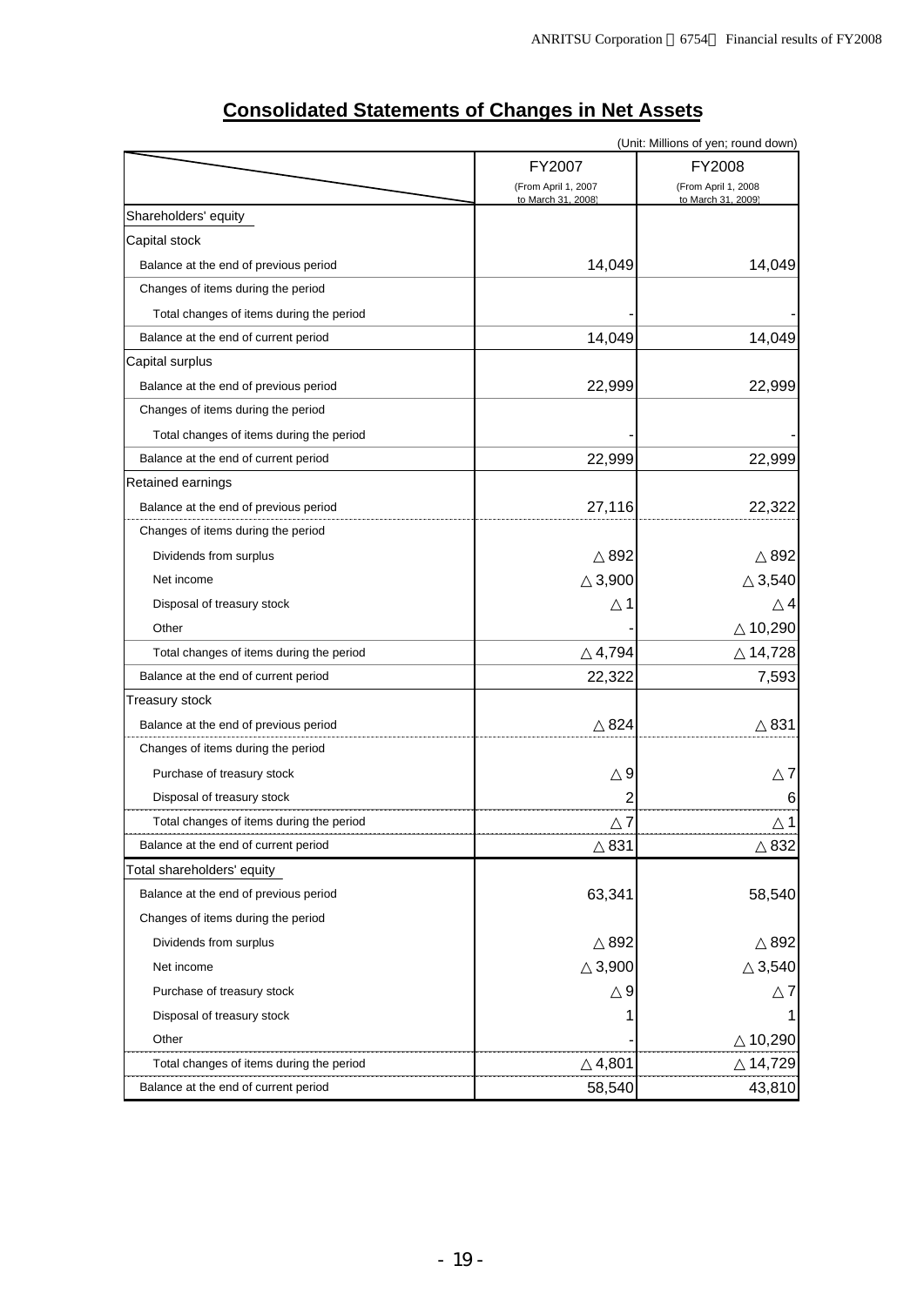# Consolidated Statements of Changes in Net Assets

(Unit: Millions of yen; round down)

| | FY2007 (From April 1, 2007 to March 31, 2008) | FY2008 (From April 1, 2008 to March 31, 2009) |
|---|---|---|
| Shareholders' equity | | |
| Capital stock | | |
| Balance at the end of previous period | 14,049 | 14,049 |
| Changes of items during the period | | |
| Total changes of items during the period | - | - |
| Balance at the end of current period | 14,049 | 14,049 |
| Capital surplus | | |
| Balance at the end of previous period | 22,999 | 22,999 |
| Changes of items during the period | | |
| Total changes of items during the period | - | - |
| Balance at the end of current period | 22,999 | 22,999 |
| Retained earnings | | |
| Balance at the end of previous period | 27,116 | 22,322 |
| Changes of items during the period | | |
| Dividends from surplus | △892 | △892 |
| Net income | △3,900 | △3,540 |
| Disposal of treasury stock | △1 | △4 |
| Other | - | △10,290 |
| Total changes of items during the period | △4,794 | △14,728 |
| Balance at the end of current period | 22,322 | 7,593 |
| Treasury stock | | |
| Balance at the end of previous period | △824 | △831 |
| Changes of items during the period | | |
| Purchase of treasury stock | △9 | △7 |
| Disposal of treasury stock | 2 | 6 |
| Total changes of items during the period | △7 | △1 |
| Balance at the end of current period | △831 | △832 |
| Total shareholders' equity | | |
| Balance at the end of previous period | 63,341 | 58,540 |
| Changes of items during the period | | |
| Dividends from surplus | △892 | △892 |
| Net income | △3,900 | △3,540 |
| Purchase of treasury stock | △9 | △7 |
| Disposal of treasury stock | 1 | 1 |
| Other | - | △10,290 |
| Total changes of items during the period | △4,801 | △14,729 |
| Balance at the end of current period | 58,540 | 43,810 |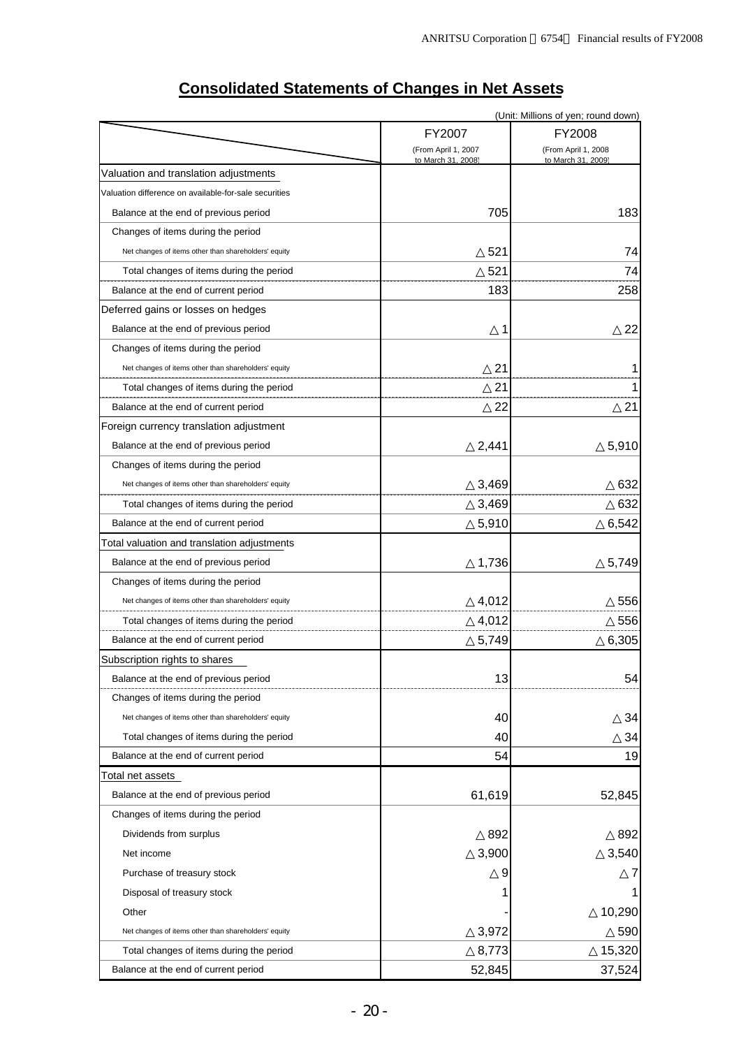## Consolidated Statements of Changes in Net Assets

(Unit: Millions of yen; round down)

| | FY2007 (From April 1, 2007 to March 31, 2008) | FY2008 (From April 1, 2008 to March 31, 2009) |
|---|---|---|
| Valuation and translation adjustments | | |
| Valuation difference on available-for-sale securities | | |
| Balance at the end of previous period | 705 | 183 |
| Changes of items during the period | | |
| Net changes of items other than shareholders' equity | △ 521 | 74 |
| Total changes of items during the period | △ 521 | 74 |
| Balance at the end of current period | 183 | 258 |
| Deferred gains or losses on hedges | | |
| Balance at the end of previous period | △ 1 | △ 22 |
| Changes of items during the period | | |
| Net changes of items other than shareholders' equity | △ 21 | 1 |
| Total changes of items during the period | △ 21 | 1 |
| Balance at the end of current period | △ 22 | △ 21 |
| Foreign currency translation adjustment | | |
| Balance at the end of previous period | △ 2,441 | △ 5,910 |
| Changes of items during the period | | |
| Net changes of items other than shareholders' equity | △ 3,469 | △ 632 |
| Total changes of items during the period | △ 3,469 | △ 632 |
| Balance at the end of current period | △ 5,910 | △ 6,542 |
| Total valuation and translation adjustments | | |
| Balance at the end of previous period | △ 1,736 | △ 5,749 |
| Changes of items during the period | | |
| Net changes of items other than shareholders' equity | △ 4,012 | △ 556 |
| Total changes of items during the period | △ 4,012 | △ 556 |
| Balance at the end of current period | △ 5,749 | △ 6,305 |
| Subscription rights to shares | | |
| Balance at the end of previous period | 13 | 54 |
| Changes of items during the period | | |
| Net changes of items other than shareholders' equity | 40 | △ 34 |
| Total changes of items during the period | 40 | △ 34 |
| Balance at the end of current period | 54 | 19 |
| Total net assets | | |
| Balance at the end of previous period | 61,619 | 52,845 |
| Changes of items during the period | | |
| Dividends from surplus | △ 892 | △ 892 |
| Net income | △ 3,900 | △ 3,540 |
| Purchase of treasury stock | △ 9 | △ 7 |
| Disposal of treasury stock | 1 | 1 |
| Other | - | △ 10,290 |
| Net changes of items other than shareholders' equity | △ 3,972 | △ 590 |
| Total changes of items during the period | △ 8,773 | △ 15,320 |
| Balance at the end of current period | 52,845 | 37,524 |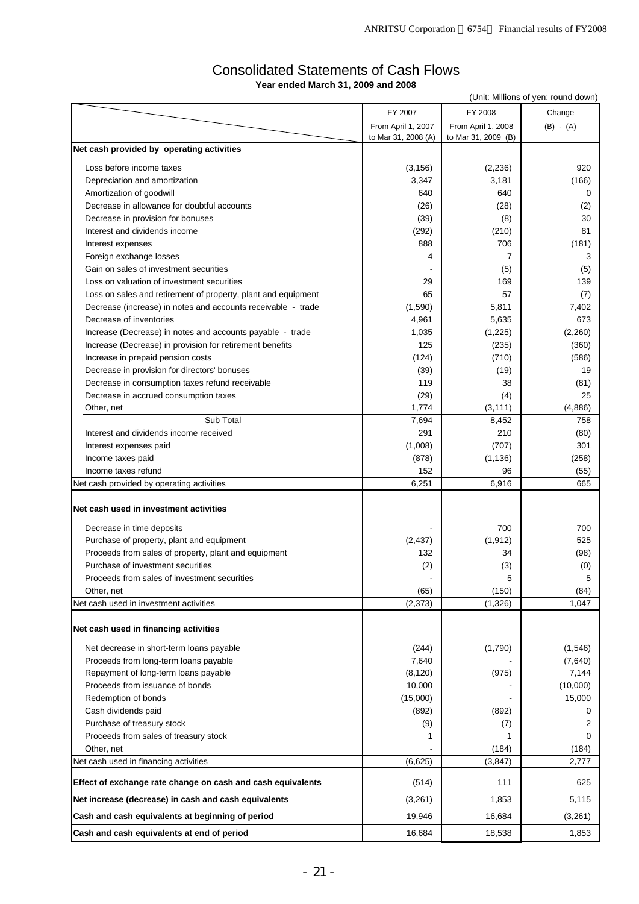# Consolidated Statements of Cash Flows

**Year ended March 31, 2009 and 2008**

(Unit: Millions of yen; round down)

| | FY 2007 From April 1, 2007 to Mar 31, 2008 (A) | FY 2008 From April 1, 2008 to Mar 31, 2009 (B) | Change (B) - (A) |
|---|---|---|---|
| **Net cash provided by operating activities** | | | |
| Loss before income taxes | (3,156) | (2,236) | 920 |
| Depreciation and amortization | 3,347 | 3,181 | (166) |
| Amortization of goodwill | 640 | 640 | 0 |
| Decrease in allowance for doubtful accounts | (26) | (28) | (2) |
| Decrease in provision for bonuses | (39) | (8) | 30 |
| Interest and dividends income | (292) | (210) | 81 |
| Interest expenses | 888 | 706 | (181) |
| Foreign exchange losses | 4 | 7 | 3 |
| Gain on sales of investment securities | - | (5) | (5) |
| Loss on valuation of investment securities | 29 | 169 | 139 |
| Loss on sales and retirement of property, plant and equipment | 65 | 57 | (7) |
| Decrease (increase) in notes and accounts receivable - trade | (1,590) | 5,811 | 7,402 |
| Decrease of inventories | 4,961 | 5,635 | 673 |
| Increase (Decrease) in notes and accounts payable - trade | 1,035 | (1,225) | (2,260) |
| Increase (Decrease) in provision for retirement benefits | 125 | (235) | (360) |
| Increase in prepaid pension costs | (124) | (710) | (586) |
| Decrease in provision for directors' bonuses | (39) | (19) | 19 |
| Decrease in consumption taxes refund receivable | 119 | 38 | (81) |
| Decrease in accrued consumption taxes | (29) | (4) | 25 |
| Other, net | 1,774 | (3,111) | (4,886) |
| Sub Total | 7,694 | 8,452 | 758 |
| Interest and dividends income received | 291 | 210 | (80) |
| Interest expenses paid | (1,008) | (707) | 301 |
| Income taxes paid | (878) | (1,136) | (258) |
| Income taxes refund | 152 | 96 | (55) |
| Net cash provided by operating activities | 6,251 | 6,916 | 665 |
| **Net cash used in investment activities** | | | |
| Decrease in time deposits | - | 700 | 700 |
| Purchase of property, plant and equipment | (2,437) | (1,912) | 525 |
| Proceeds from sales of property, plant and equipment | 132 | 34 | (98) |
| Purchase of investment securities | (2) | (3) | (0) |
| Proceeds from sales of investment securities | - | 5 | 5 |
| Other, net | (65) | (150) | (84) |
| Net cash used in investment activities | (2,373) | (1,326) | 1,047 |
| **Net cash used in financing activities** | | | |
| Net decrease in short-term loans payable | (244) | (1,790) | (1,546) |
| Proceeds from long-term loans payable | 7,640 | - | (7,640) |
| Repayment of long-term loans payable | (8,120) | (975) | 7,144 |
| Proceeds from issuance of bonds | 10,000 | - | (10,000) |
| Redemption of bonds | (15,000) | - | 15,000 |
| Cash dividends paid | (892) | (892) | 0 |
| Purchase of treasury stock | (9) | (7) | 2 |
| Proceeds from sales of treasury stock | 1 | 1 | 0 |
| Other, net | - | (184) | (184) |
| Net cash used in financing activities | (6,625) | (3,847) | 2,777 |
| **Effect of exchange rate change on cash and cash equivalents** | (514) | 111 | 625 |
| **Net increase (decrease) in cash and cash equivalents** | (3,261) | 1,853 | 5,115 |
| **Cash and cash equivalents at beginning of period** | 19,946 | 16,684 | (3,261) |
| **Cash and cash equivalents at end of period** | 16,684 | 18,538 | 1,853 |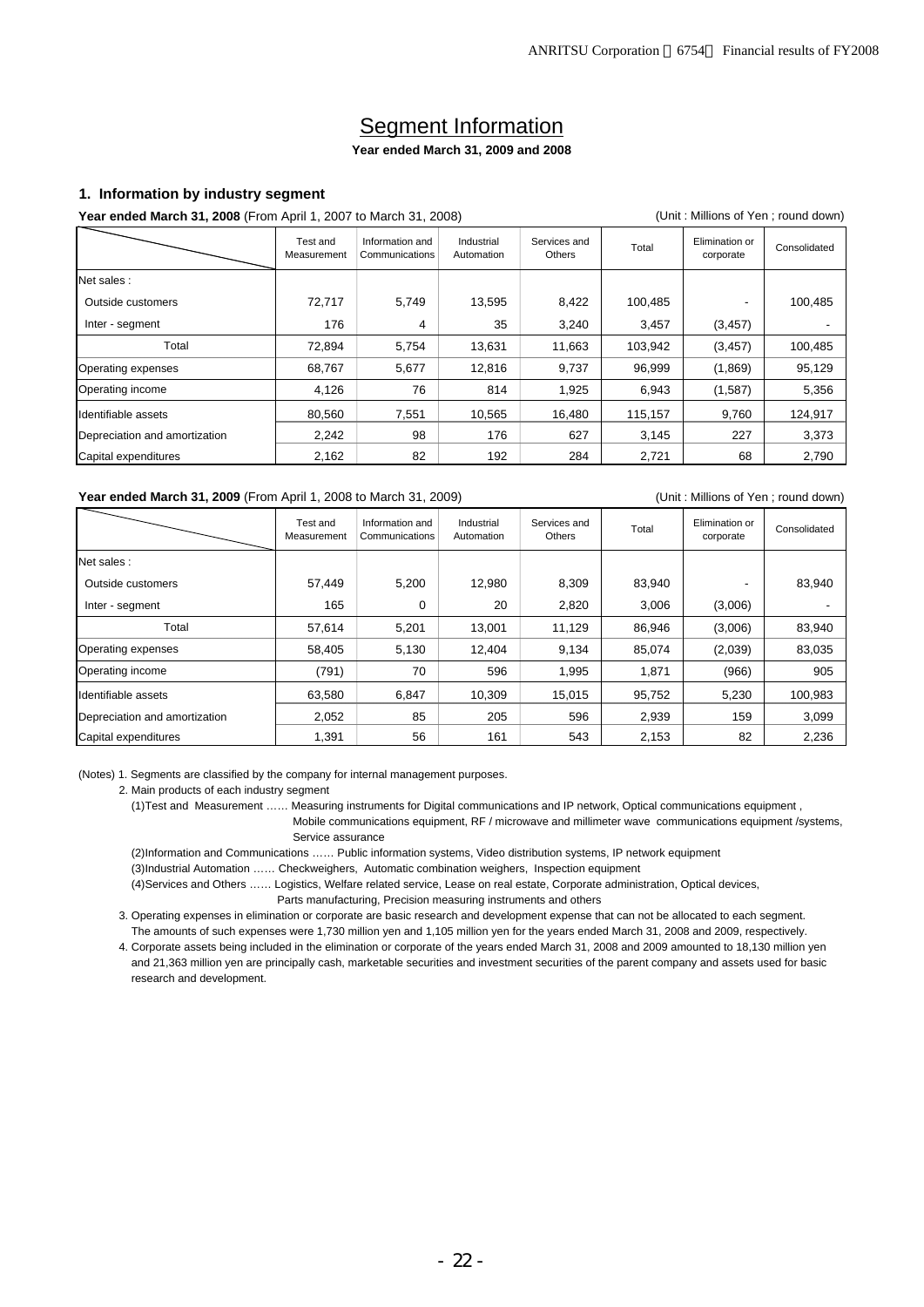# Segment Information

**Year ended March 31, 2009 and 2008**

### 1. Information by industry segment

**Year ended March 31, 2008** (From April 1, 2007 to March 31, 2008) (Unit : Millions of Yen ; round down)

| | Test and Measurement | Information and Communications | Industrial Automation | Services and Others | Total | Elimination or corporate | Consolidated |
|---|---|---|---|---|---|---|---|
| Net sales : | | | | | | | |
| Outside customers | 72,717 | 5,749 | 13,595 | 8,422 | 100,485 | - | 100,485 |
| Inter - segment | 176 | 4 | 35 | 3,240 | 3,457 | (3,457) | - |
| Total | 72,894 | 5,754 | 13,631 | 11,663 | 103,942 | (3,457) | 100,485 |
| Operating expenses | 68,767 | 5,677 | 12,816 | 9,737 | 96,999 | (1,869) | 95,129 |
| Operating income | 4,126 | 76 | 814 | 1,925 | 6,943 | (1,587) | 5,356 |
| Identifiable assets | 80,560 | 7,551 | 10,565 | 16,480 | 115,157 | 9,760 | 124,917 |
| Depreciation and amortization | 2,242 | 98 | 176 | 627 | 3,145 | 227 | 3,373 |
| Capital expenditures | 2,162 | 82 | 192 | 284 | 2,721 | 68 | 2,790 |

**Year ended March 31, 2009** (From April 1, 2008 to March 31, 2009) (Unit : Millions of Yen ; round down)

| | Test and Measurement | Information and Communications | Industrial Automation | Services and Others | Total | Elimination or corporate | Consolidated |
|---|---|---|---|---|---|---|---|
| Net sales : | | | | | | | |
| Outside customers | 57,449 | 5,200 | 12,980 | 8,309 | 83,940 | - | 83,940 |
| Inter - segment | 165 | 0 | 20 | 2,820 | 3,006 | (3,006) | - |
| Total | 57,614 | 5,201 | 13,001 | 11,129 | 86,946 | (3,006) | 83,940 |
| Operating expenses | 58,405 | 5,130 | 12,404 | 9,134 | 85,074 | (2,039) | 83,035 |
| Operating income | (791) | 70 | 596 | 1,995 | 1,871 | (966) | 905 |
| Identifiable assets | 63,580 | 6,847 | 10,309 | 15,015 | 95,752 | 5,230 | 100,983 |
| Depreciation and amortization | 2,052 | 85 | 205 | 596 | 2,939 | 159 | 3,099 |
| Capital expenditures | 1,391 | 56 | 161 | 543 | 2,153 | 82 | 2,236 |

(Notes) 1. Segments are classified by the company for internal management purposes.

2. Main products of each industry segment

(1)Test and Measurement …… Measuring instruments for Digital communications and IP network, Optical communications equipment , Mobile communications equipment, RF / microwave and millimeter wave communications equipment /systems, Service assurance

(2)Information and Communications …… Public information systems, Video distribution systems, IP network equipment

(3)Industrial Automation …… Checkweighers, Automatic combination weighers, Inspection equipment

(4)Services and Others …… Logistics, Welfare related service, Lease on real estate, Corporate administration, Optical devices, Parts manufacturing, Precision measuring instruments and others

3. Operating expenses in elimination or corporate are basic research and development expense that can not be allocated to each segment. The amounts of such expenses were 1,730 million yen and 1,105 million yen for the years ended March 31, 2008 and 2009, respectively.

4. Corporate assets being included in the elimination or corporate of the years ended March 31, 2008 and 2009 amounted to 18,130 million yen and 21,363 million yen are principally cash, marketable securities and investment securities of the parent company and assets used for basic research and development.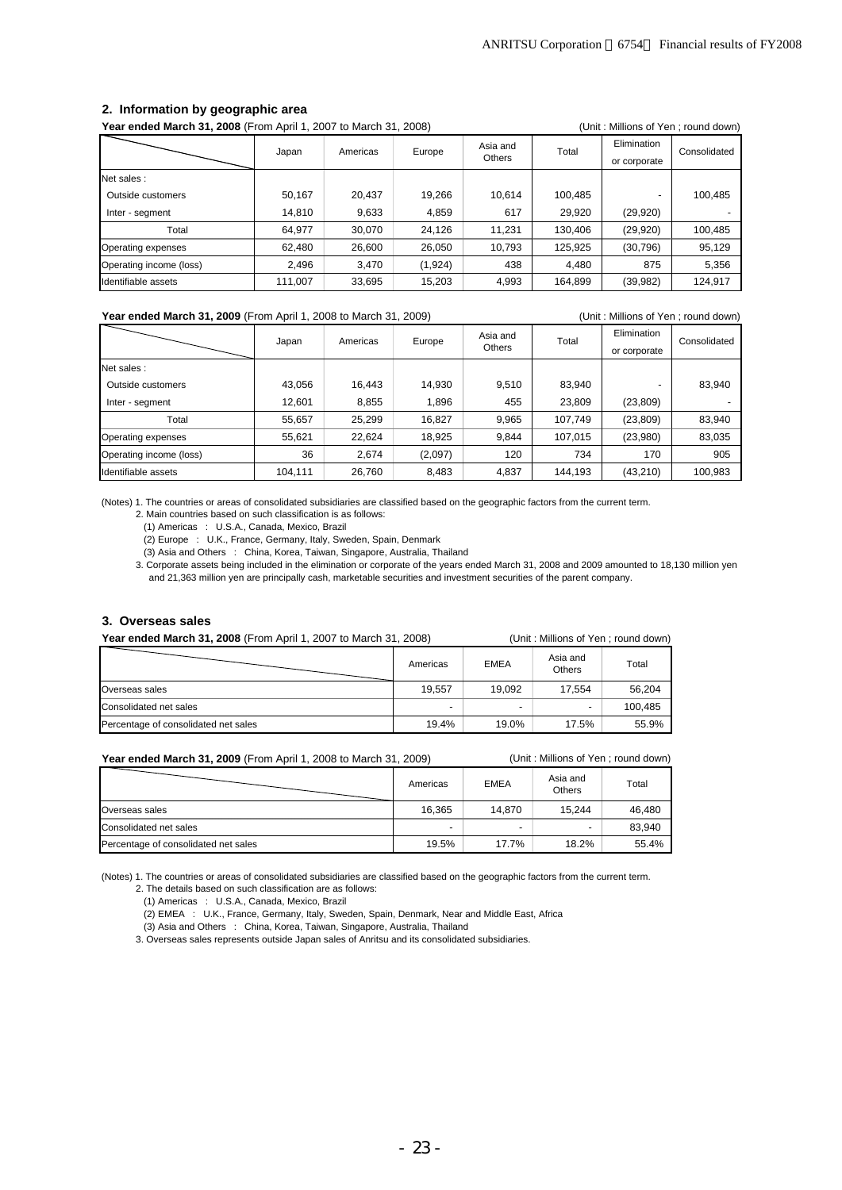## 2. Information by geographic area

**Year ended March 31, 2008** (From April 1, 2007 to March 31, 2008) (Unit : Millions of Yen ; round down)

| | Japan | Americas | Europe | Asia and Others | Total | Elimination or corporate | Consolidated |
|---|---|---|---|---|---|---|---|
| Net sales : | | | | | | | |
| Outside customers | 50,167 | 20,437 | 19,266 | 10,614 | 100,485 | - | 100,485 |
| Inter - segment | 14,810 | 9,633 | 4,859 | 617 | 29,920 | (29,920) | - |
| Total | 64,977 | 30,070 | 24,126 | 11,231 | 130,406 | (29,920) | 100,485 |
| Operating expenses | 62,480 | 26,600 | 26,050 | 10,793 | 125,925 | (30,796) | 95,129 |
| Operating income (loss) | 2,496 | 3,470 | (1,924) | 438 | 4,480 | 875 | 5,356 |
| Identifiable assets | 111,007 | 33,695 | 15,203 | 4,993 | 164,899 | (39,982) | 124,917 |

**Year ended March 31, 2009** (From April 1, 2008 to March 31, 2009) (Unit : Millions of Yen ; round down)

| | Japan | Americas | Europe | Asia and Others | Total | Elimination or corporate | Consolidated |
|---|---|---|---|---|---|---|---|
| Net sales : | | | | | | | |
| Outside customers | 43,056 | 16,443 | 14,930 | 9,510 | 83,940 | - | 83,940 |
| Inter - segment | 12,601 | 8,855 | 1,896 | 455 | 23,809 | (23,809) | - |
| Total | 55,657 | 25,299 | 16,827 | 9,965 | 107,749 | (23,809) | 83,940 |
| Operating expenses | 55,621 | 22,624 | 18,925 | 9,844 | 107,015 | (23,980) | 83,035 |
| Operating income (loss) | 36 | 2,674 | (2,097) | 120 | 734 | 170 | 905 |
| Identifiable assets | 104,111 | 26,760 | 8,483 | 4,837 | 144,193 | (43,210) | 100,983 |

(Notes) 1. The countries or areas of consolidated subsidiaries are classified based on the geographic factors from the current term.
2. Main countries based on such classification is as follows:
(1) Americas : U.S.A., Canada, Mexico, Brazil
(2) Europe : U.K., France, Germany, Italy, Sweden, Spain, Denmark
(3) Asia and Others : China, Korea, Taiwan, Singapore, Australia, Thailand
3. Corporate assets being included in the elimination or corporate of the years ended March 31, 2008 and 2009 amounted to 18,130 million yen and 21,363 million yen are principally cash, marketable securities and investment securities of the parent company.

## 3. Overseas sales

**Year ended March 31, 2008** (From April 1, 2007 to March 31, 2008) (Unit : Millions of Yen ; round down)

| | Americas | EMEA | Asia and Others | Total |
|---|---|---|---|---|
| Overseas sales | 19,557 | 19,092 | 17,554 | 56,204 |
| Consolidated net sales | - | - | - | 100,485 |
| Percentage of consolidated net sales | 19.4% | 19.0% | 17.5% | 55.9% |

**Year ended March 31, 2009** (From April 1, 2008 to March 31, 2009) (Unit : Millions of Yen ; round down)

| | Americas | EMEA | Asia and Others | Total |
|---|---|---|---|---|
| Overseas sales | 16,365 | 14,870 | 15,244 | 46,480 |
| Consolidated net sales | - | - | - | 83,940 |
| Percentage of consolidated net sales | 19.5% | 17.7% | 18.2% | 55.4% |

(Notes) 1. The countries or areas of consolidated subsidiaries are classified based on the geographic factors from the current term.
2. The details based on such classification are as follows:
(1) Americas : U.S.A., Canada, Mexico, Brazil
(2) EMEA : U.K., France, Germany, Italy, Sweden, Spain, Denmark, Near and Middle East, Africa
(3) Asia and Others : China, Korea, Taiwan, Singapore, Australia, Thailand
3. Overseas sales represents outside Japan sales of Anritsu and its consolidated subsidiaries.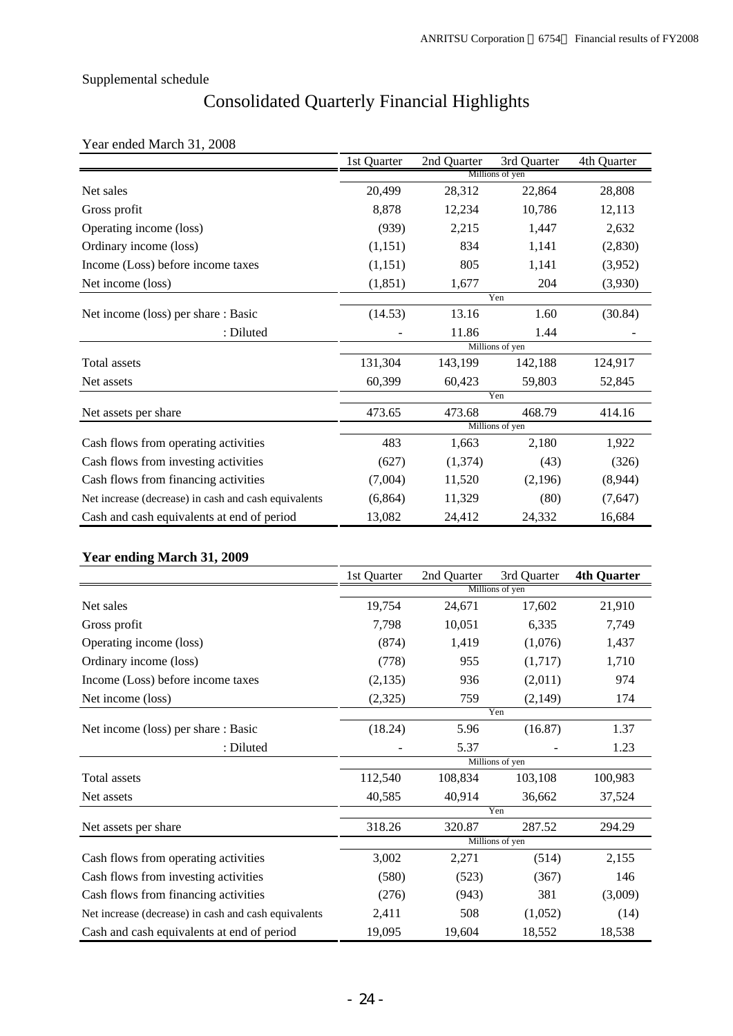Supplemental schedule

# Consolidated Quarterly Financial Highlights

Year ended March 31, 2008

| | 1st Quarter | 2nd Quarter | 3rd Quarter | 4th Quarter |
|---|---|---|---|---|
| | Millions of yen | | | |
| Net sales | 20,499 | 28,312 | 22,864 | 28,808 |
| Gross profit | 8,878 | 12,234 | 10,786 | 12,113 |
| Operating income (loss) | (939) | 2,215 | 1,447 | 2,632 |
| Ordinary income (loss) | (1,151) | 834 | 1,141 | (2,830) |
| Income (Loss) before income taxes | (1,151) | 805 | 1,141 | (3,952) |
| Net income (loss) | (1,851) | 1,677 | 204 | (3,930) |
| | Yen | | | |
| Net income (loss) per share : Basic | (14.53) | 13.16 | 1.60 | (30.84) |
| : Diluted | - | 11.86 | 1.44 | - |
| | Millions of yen | | | |
| Total assets | 131,304 | 143,199 | 142,188 | 124,917 |
| Net assets | 60,399 | 60,423 | 59,803 | 52,845 |
| | Yen | | | |
| Net assets per share | 473.65 | 473.68 | 468.79 | 414.16 |
| | Millions of yen | | | |
| Cash flows from operating activities | 483 | 1,663 | 2,180 | 1,922 |
| Cash flows from investing activities | (627) | (1,374) | (43) | (326) |
| Cash flows from financing activities | (7,004) | 11,520 | (2,196) | (8,944) |
| Net increase (decrease) in cash and cash equivalents | (6,864) | 11,329 | (80) | (7,647) |
| Cash and cash equivalents at end of period | 13,082 | 24,412 | 24,332 | 16,684 |

**Year ending March 31, 2009**

| | 1st Quarter | 2nd Quarter | 3rd Quarter | **4th Quarter** |
|---|---|---|---|---|
| | Millions of yen | | | |
| Net sales | 19,754 | 24,671 | 17,602 | 21,910 |
| Gross profit | 7,798 | 10,051 | 6,335 | 7,749 |
| Operating income (loss) | (874) | 1,419 | (1,076) | 1,437 |
| Ordinary income (loss) | (778) | 955 | (1,717) | 1,710 |
| Income (Loss) before income taxes | (2,135) | 936 | (2,011) | 974 |
| Net income (loss) | (2,325) | 759 | (2,149) | 174 |
| | Yen | | | |
| Net income (loss) per share : Basic | (18.24) | 5.96 | (16.87) | 1.37 |
| : Diluted | - | 5.37 | - | 1.23 |
| | Millions of yen | | | |
| Total assets | 112,540 | 108,834 | 103,108 | 100,983 |
| Net assets | 40,585 | 40,914 | 36,662 | 37,524 |
| | Yen | | | |
| Net assets per share | 318.26 | 320.87 | 287.52 | 294.29 |
| | Millions of yen | | | |
| Cash flows from operating activities | 3,002 | 2,271 | (514) | 2,155 |
| Cash flows from investing activities | (580) | (523) | (367) | 146 |
| Cash flows from financing activities | (276) | (943) | 381 | (3,009) |
| Net increase (decrease) in cash and cash equivalents | 2,411 | 508 | (1,052) | (14) |
| Cash and cash equivalents at end of period | 19,095 | 19,604 | 18,552 | 18,538 |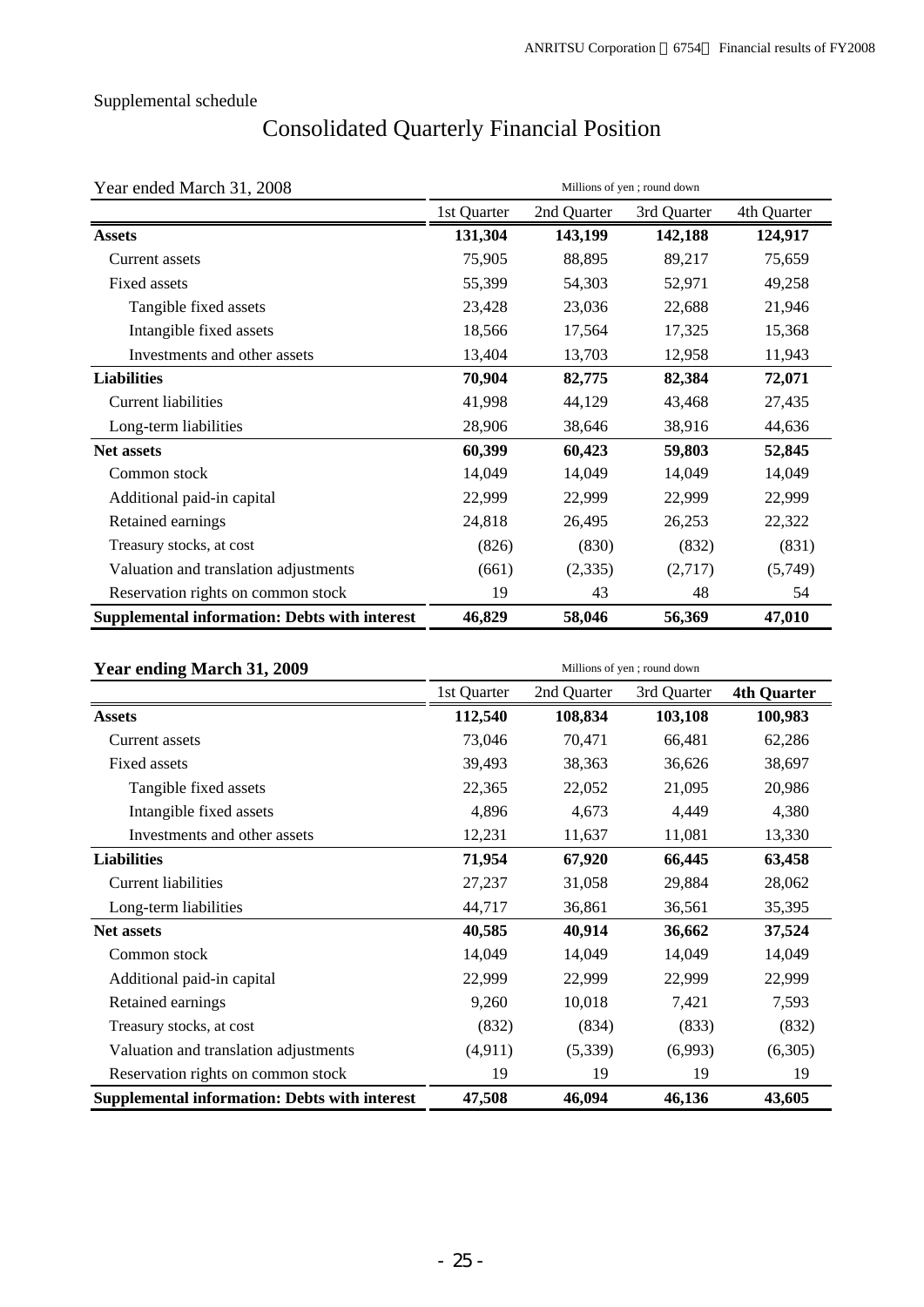Supplemental schedule

# Consolidated Quarterly Financial Position

| Year ended March 31, 2008 | Millions of yen ; round down | | | |
|---|---|---|---|---|
| | 1st Quarter | 2nd Quarter | 3rd Quarter | 4th Quarter |
| **Assets** | **131,304** | **143,199** | **142,188** | **124,917** |
| Current assets | 75,905 | 88,895 | 89,217 | 75,659 |
| Fixed assets | 55,399 | 54,303 | 52,971 | 49,258 |
| Tangible fixed assets | 23,428 | 23,036 | 22,688 | 21,946 |
| Intangible fixed assets | 18,566 | 17,564 | 17,325 | 15,368 |
| Investments and other assets | 13,404 | 13,703 | 12,958 | 11,943 |
| **Liabilities** | **70,904** | **82,775** | **82,384** | **72,071** |
| Current liabilities | 41,998 | 44,129 | 43,468 | 27,435 |
| Long-term liabilities | 28,906 | 38,646 | 38,916 | 44,636 |
| **Net assets** | **60,399** | **60,423** | **59,803** | **52,845** |
| Common stock | 14,049 | 14,049 | 14,049 | 14,049 |
| Additional paid-in capital | 22,999 | 22,999 | 22,999 | 22,999 |
| Retained earnings | 24,818 | 26,495 | 26,253 | 22,322 |
| Treasury stocks, at cost | (826) | (830) | (832) | (831) |
| Valuation and translation adjustments | (661) | (2,335) | (2,717) | (5,749) |
| Reservation rights on common stock | 19 | 43 | 48 | 54 |
| **Supplemental information: Debts with interest** | **46,829** | **58,046** | **56,369** | **47,010** |

| **Year ending March 31, 2009** | Millions of yen ; round down | | | |
|---|---|---|---|---|
| | 1st Quarter | 2nd Quarter | 3rd Quarter | **4th Quarter** |
| **Assets** | **112,540** | **108,834** | **103,108** | **100,983** |
| Current assets | 73,046 | 70,471 | 66,481 | 62,286 |
| Fixed assets | 39,493 | 38,363 | 36,626 | 38,697 |
| Tangible fixed assets | 22,365 | 22,052 | 21,095 | 20,986 |
| Intangible fixed assets | 4,896 | 4,673 | 4,449 | 4,380 |
| Investments and other assets | 12,231 | 11,637 | 11,081 | 13,330 |
| **Liabilities** | **71,954** | **67,920** | **66,445** | **63,458** |
| Current liabilities | 27,237 | 31,058 | 29,884 | 28,062 |
| Long-term liabilities | 44,717 | 36,861 | 36,561 | 35,395 |
| **Net assets** | **40,585** | **40,914** | **36,662** | **37,524** |
| Common stock | 14,049 | 14,049 | 14,049 | 14,049 |
| Additional paid-in capital | 22,999 | 22,999 | 22,999 | 22,999 |
| Retained earnings | 9,260 | 10,018 | 7,421 | 7,593 |
| Treasury stocks, at cost | (832) | (834) | (833) | (832) |
| Valuation and translation adjustments | (4,911) | (5,339) | (6,993) | (6,305) |
| Reservation rights on common stock | 19 | 19 | 19 | 19 |
| **Supplemental information: Debts with interest** | **47,508** | **46,094** | **46,136** | **43,605** |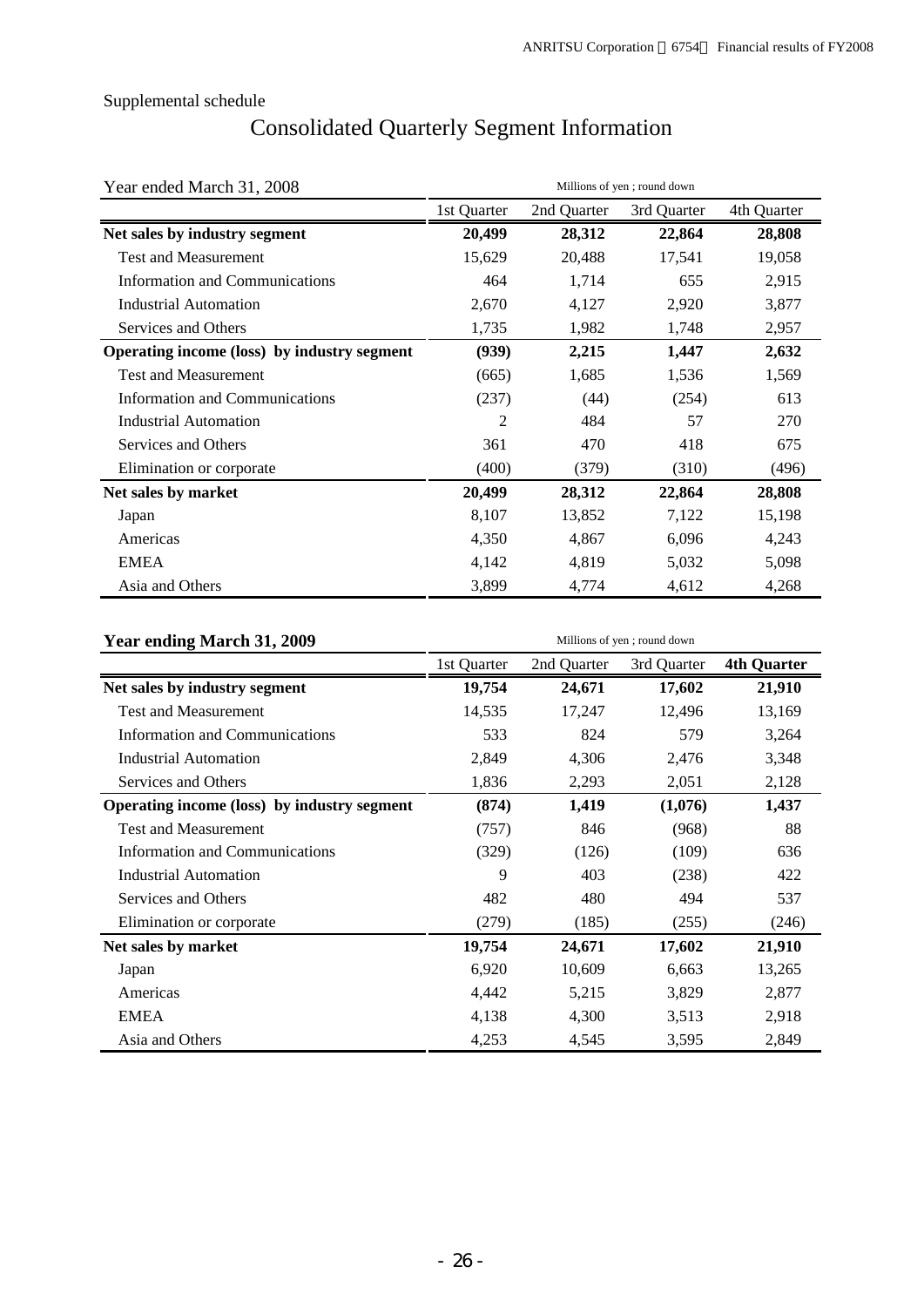Supplemental schedule

# Consolidated Quarterly Segment Information

| Year ended March 31, 2008 | Millions of yen ; round down | | | |
|---|---|---|---|---|
| | 1st Quarter | 2nd Quarter | 3rd Quarter | 4th Quarter |
| **Net sales by industry segment** | **20,499** | **28,312** | **22,864** | **28,808** |
| Test and Measurement | 15,629 | 20,488 | 17,541 | 19,058 |
| Information and Communications | 464 | 1,714 | 655 | 2,915 |
| Industrial Automation | 2,670 | 4,127 | 2,920 | 3,877 |
| Services and Others | 1,735 | 1,982 | 1,748 | 2,957 |
| **Operating income (loss) by industry segment** | **(939)** | **2,215** | **1,447** | **2,632** |
| Test and Measurement | (665) | 1,685 | 1,536 | 1,569 |
| Information and Communications | (237) | (44) | (254) | 613 |
| Industrial Automation | 2 | 484 | 57 | 270 |
| Services and Others | 361 | 470 | 418 | 675 |
| Elimination or corporate | (400) | (379) | (310) | (496) |
| **Net sales by market** | **20,499** | **28,312** | **22,864** | **28,808** |
| Japan | 8,107 | 13,852 | 7,122 | 15,198 |
| Americas | 4,350 | 4,867 | 6,096 | 4,243 |
| EMEA | 4,142 | 4,819 | 5,032 | 5,098 |
| Asia and Others | 3,899 | 4,774 | 4,612 | 4,268 |

| **Year ending March 31, 2009** | Millions of yen ; round down | | | |
|---|---|---|---|---|
| | 1st Quarter | 2nd Quarter | 3rd Quarter | **4th Quarter** |
| **Net sales by industry segment** | **19,754** | **24,671** | **17,602** | **21,910** |
| Test and Measurement | 14,535 | 17,247 | 12,496 | 13,169 |
| Information and Communications | 533 | 824 | 579 | 3,264 |
| Industrial Automation | 2,849 | 4,306 | 2,476 | 3,348 |
| Services and Others | 1,836 | 2,293 | 2,051 | 2,128 |
| **Operating income (loss) by industry segment** | **(874)** | **1,419** | **(1,076)** | **1,437** |
| Test and Measurement | (757) | 846 | (968) | 88 |
| Information and Communications | (329) | (126) | (109) | 636 |
| Industrial Automation | 9 | 403 | (238) | 422 |
| Services and Others | 482 | 480 | 494 | 537 |
| Elimination or corporate | (279) | (185) | (255) | (246) |
| **Net sales by market** | **19,754** | **24,671** | **17,602** | **21,910** |
| Japan | 6,920 | 10,609 | 6,663 | 13,265 |
| Americas | 4,442 | 5,215 | 3,829 | 2,877 |
| EMEA | 4,138 | 4,300 | 3,513 | 2,918 |
| Asia and Others | 4,253 | 4,545 | 3,595 | 2,849 |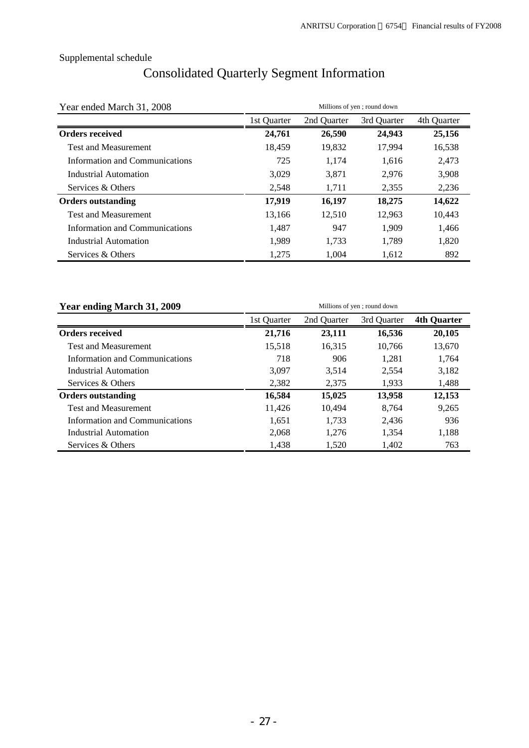Supplemental schedule

# Consolidated Quarterly Segment Information

Year ended March 31, 2008

Millions of yen ; round down

| | 1st Quarter | 2nd Quarter | 3rd Quarter | 4th Quarter |
|---|---|---|---|---|
| **Orders received** | **24,761** | **26,590** | **24,943** | **25,156** |
| Test and Measurement | 18,459 | 19,832 | 17,994 | 16,538 |
| Information and Communications | 725 | 1,174 | 1,616 | 2,473 |
| Industrial Automation | 3,029 | 3,871 | 2,976 | 3,908 |
| Services & Others | 2,548 | 1,711 | 2,355 | 2,236 |
| **Orders outstanding** | **17,919** | **16,197** | **18,275** | **14,622** |
| Test and Measurement | 13,166 | 12,510 | 12,963 | 10,443 |
| Information and Communications | 1,487 | 947 | 1,909 | 1,466 |
| Industrial Automation | 1,989 | 1,733 | 1,789 | 1,820 |
| Services & Others | 1,275 | 1,004 | 1,612 | 892 |

**Year ending March 31, 2009**

Millions of yen ; round down

| | 1st Quarter | 2nd Quarter | 3rd Quarter | **4th Quarter** |
|---|---|---|---|---|
| **Orders received** | **21,716** | **23,111** | **16,536** | **20,105** |
| Test and Measurement | 15,518 | 16,315 | 10,766 | 13,670 |
| Information and Communications | 718 | 906 | 1,281 | 1,764 |
| Industrial Automation | 3,097 | 3,514 | 2,554 | 3,182 |
| Services & Others | 2,382 | 2,375 | 1,933 | 1,488 |
| **Orders outstanding** | **16,584** | **15,025** | **13,958** | **12,153** |
| Test and Measurement | 11,426 | 10,494 | 8,764 | 9,265 |
| Information and Communications | 1,651 | 1,733 | 2,436 | 936 |
| Industrial Automation | 2,068 | 1,276 | 1,354 | 1,188 |
| Services & Others | 1,438 | 1,520 | 1,402 | 763 |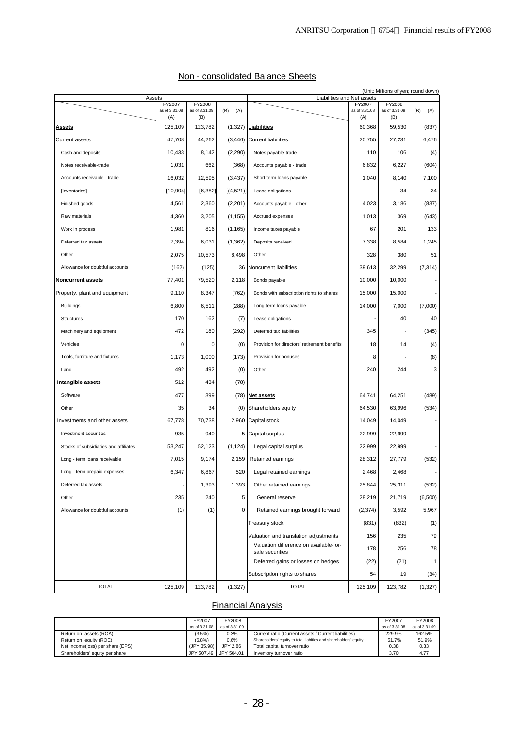## Non - consolidated Balance Sheets

(Unit: Millions of yen; round down)

| Assets | FY2007 as of 3.31.08 (A) | FY2008 as of 3.31.09 (B) | (B) - (A) | Liabilities and Net assets | FY2007 as of 3.31.08 (A) | FY2008 as of 3.31.09 (B) | (B) - (A) |
|---|---|---|---|---|---|---|---|
| **Assets** | 125,109 | 123,782 | (1,327) | **Liabilities** | 60,368 | 59,530 | (837) |
| Current assets | 47,708 | 44,262 | (3,446) | Current liabilities | 20,755 | 27,231 | 6,476 |
| Cash and deposits | 10,433 | 8,142 | (2,290) | Notes payable-trade | 110 | 106 | (4) |
| Notes receivable-trade | 1,031 | 662 | (368) | Accounts payable - trade | 6,832 | 6,227 | (604) |
| Accounts receivable - trade | 16,032 | 12,595 | (3,437) | Short-term loans payable | 1,040 | 8,140 | 7,100 |
| [Inventories] | [10,904] | [6,382] | [(4,521)] | Lease obligations | - | 34 | 34 |
| Finished goods | 4,561 | 2,360 | (2,201) | Accounts payable - other | 4,023 | 3,186 | (837) |
| Raw materials | 4,360 | 3,205 | (1,155) | Accrued expenses | 1,013 | 369 | (643) |
| Work in process | 1,981 | 816 | (1,165) | Income taxes payable | 67 | 201 | 133 |
| Deferred tax assets | 7,394 | 6,031 | (1,362) | Deposits received | 7,338 | 8,584 | 1,245 |
| Other | 2,075 | 10,573 | 8,498 | Other | 328 | 380 | 51 |
| Allowance for doubtful accounts | (162) | (125) | 36 | Noncurrent liabilities | 39,613 | 32,299 | (7,314) |
| **Noncurrent assets** | 77,401 | 79,520 | 2,118 | Bonds payable | 10,000 | 10,000 | - |
| Property, plant and equipment | 9,110 | 8,347 | (762) | Bonds with subscription rights to shares | 15,000 | 15,000 | - |
| Buildings | 6,800 | 6,511 | (288) | Long-term loans payable | 14,000 | 7,000 | (7,000) |
| Structures | 170 | 162 | (7) | Lease obligations | - | 40 | 40 |
| Machinery and equipment | 472 | 180 | (292) | Deferred tax liabilities | 345 | - | (345) |
| Vehicles | 0 | 0 | (0) | Provision for directors' retirement benefits | 18 | 14 | (4) |
| Tools, furniture and fixtures | 1,173 | 1,000 | (173) | Provision for bonuses | 8 | - | (8) |
| Land | 492 | 492 | (0) | Other | 240 | 244 | 3 |
| **Intangible assets** | 512 | 434 | (78) | | | | |
| Software | 477 | 399 | (78) | **Net assets** | 64,741 | 64,251 | (489) |
| Other | 35 | 34 | (0) | Shareholders'equity | 64,530 | 63,996 | (534) |
| Investments and other assets | 67,778 | 70,738 | 2,960 | Capital stock | 14,049 | 14,049 | - |
| Investment securities | 935 | 940 | 5 | Capital surplus | 22,999 | 22,999 | - |
| Stocks of subsidiaries and affiliates | 53,247 | 52,123 | (1,124) | Legal capital surplus | 22,999 | 22,999 | - |
| Long - term loans receivable | 7,015 | 9,174 | 2,159 | Retained earnings | 28,312 | 27,779 | (532) |
| Long - term prepaid expenses | 6,347 | 6,867 | 520 | Legal retained earnings | 2,468 | 2,468 | - |
| Deferred tax assets | - | 1,393 | 1,393 | Other retained earnings | 25,844 | 25,311 | (532) |
| Other | 235 | 240 | 5 | General reserve | 28,219 | 21,719 | (6,500) |
| Allowance for doubtful accounts | (1) | (1) | 0 | Retained earnings brought forward | (2,374) | 3,592 | 5,967 |
| | | | | Treasury stock | (831) | (832) | (1) |
| | | | | Valuation and translation adjustments | 156 | 235 | 79 |
| | | | | Valuation difference on available-for-sale securities | 178 | 256 | 78 |
| | | | | Deferred gains or losses on hedges | (22) | (21) | 1 |
| | | | | Subscription rights to shares | 54 | 19 | (34) |
| TOTAL | 125,109 | 123,782 | (1,327) | TOTAL | 125,109 | 123,782 | (1,327) |

## Financial Analysis

| | FY2007 as of 3.31.08 | FY2008 as of 3.31.09 | | FY2007 as of 3.31.08 | FY2008 as of 3.31.09 |
|---|---|---|---|---|---|
| Return on assets (ROA) | (3.5%) | 0.3% | Current ratio (Current assets / Current liabilities) | 229.9% | 162.5% |
| Return on equity (ROE) | (6.8%) | 0.6% | Shareholders' equity to total liabities and shareholders' equity | 51.7% | 51.9% |
| Net income(loss) per share (EPS) | (JPY 35.98) | JPY 2.86 | Total capital turnover ratio | 0.38 | 0.33 |
| Shareholders' equity per share | JPY 507.49 | JPY 504.01 | Inventory turnover ratio | 3.70 | 4.77 |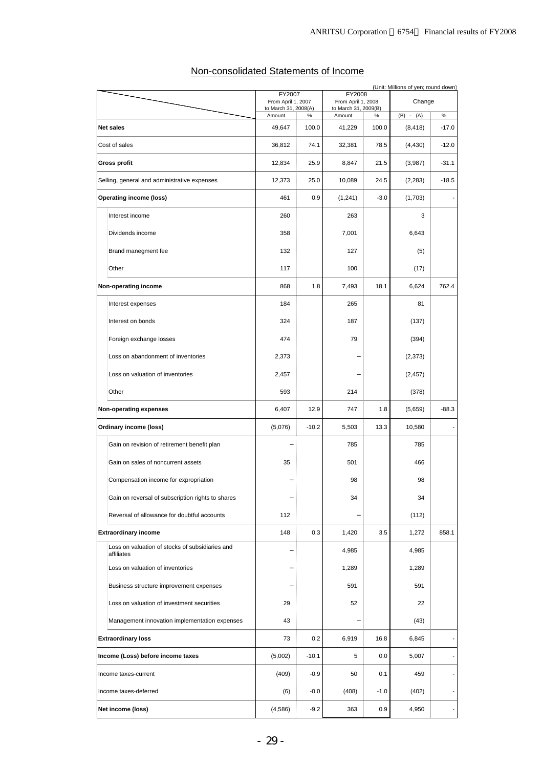## Non-consolidated Statements of Income

(Unit: Millions of yen; round down)

| | FY2007 From April 1, 2007 to March 31, 2008(A) | | FY2008 From April 1, 2008 to March 31, 2009(B) | | Change | |
|---|---|---|---|---|---|---|
| | Amount | % | Amount | % | (B) - (A) | % |
| **Net sales** | 49,647 | 100.0 | 41,229 | 100.0 | (8,418) | -17.0 |
| Cost of sales | 36,812 | 74.1 | 32,381 | 78.5 | (4,430) | -12.0 |
| **Gross profit** | 12,834 | 25.9 | 8,847 | 21.5 | (3,987) | -31.1 |
| Selling, general and administrative expenses | 12,373 | 25.0 | 10,089 | 24.5 | (2,283) | -18.5 |
| **Operating income (loss)** | 461 | 0.9 | (1,241) | -3.0 | (1,703) | - |
| Interest income | 260 | | 263 | | 3 | |
| Dividends income | 358 | | 7,001 | | 6,643 | |
| Brand manegment fee | 132 | | 127 | | (5) | |
| Other | 117 | | 100 | | (17) | |
| **Non-operating income** | 868 | 1.8 | 7,493 | 18.1 | 6,624 | 762.4 |
| Interest expenses | 184 | | 265 | | 81 | |
| Interest on bonds | 324 | | 187 | | (137) | |
| Foreign exchange losses | 474 | | 79 | | (394) | |
| Loss on abandonment of inventories | 2,373 | | − | | (2,373) | |
| Loss on valuation of inventories | 2,457 | | − | | (2,457) | |
| Other | 593 | | 214 | | (378) | |
| **Non-operating expenses** | 6,407 | 12.9 | 747 | 1.8 | (5,659) | -88.3 |
| **Ordinary income (loss)** | (5,076) | -10.2 | 5,503 | 13.3 | 10,580 | - |
| Gain on revision of retirement benefit plan | − | | 785 | | 785 | |
| Gain on sales of noncurrent assets | 35 | | 501 | | 466 | |
| Compensation income for expropriation | − | | 98 | | 98 | |
| Gain on reversal of subscription rights to shares | − | | 34 | | 34 | |
| Reversal of allowance for doubtful accounts | 112 | | − | | (112) | |
| **Extraordinary income** | 148 | 0.3 | 1,420 | 3.5 | 1,272 | 858.1 |
| Loss on valuation of stocks of subsidiaries and affiliates | − | | 4,985 | | 4,985 | |
| Loss on valuation of inventories | − | | 1,289 | | 1,289 | |
| Business structure improvement expenses | − | | 591 | | 591 | |
| Loss on valuation of investment securities | 29 | | 52 | | 22 | |
| Management innovation implementation expenses | 43 | | − | | (43) | |
| **Extraordinary loss** | 73 | 0.2 | 6,919 | 16.8 | 6,845 | - |
| **Income (Loss) before income taxes** | (5,002) | -10.1 | 5 | 0.0 | 5,007 | - |
| Income taxes-current | (409) | -0.9 | 50 | 0.1 | 459 | - |
| Income taxes-deferred | (6) | -0.0 | (408) | -1.0 | (402) | - |
| **Net income (loss)** | (4,586) | -9.2 | 363 | 0.9 | 4,950 | - |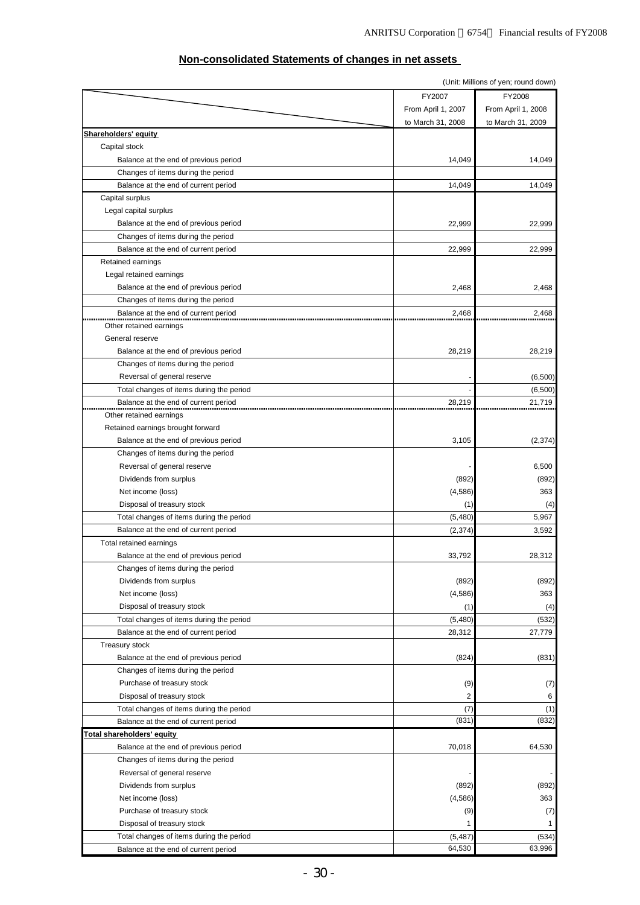## Non-consolidated Statements of changes in net assets

(Unit: Millions of yen; round down)

| | FY2007<br>From April 1, 2007<br>to March 31, 2008 | FY2008<br>From April 1, 2008<br>to March 31, 2009 |
|---|---|---|
| **Shareholders' equity** | | |
| Capital stock | | |
| Balance at the end of previous period | 14,049 | 14,049 |
| Changes of items during the period | | |
| Balance at the end of current period | 14,049 | 14,049 |
| Capital surplus | | |
| Legal capital surplus | | |
| Balance at the end of previous period | 22,999 | 22,999 |
| Changes of items during the period | | |
| Balance at the end of current period | 22,999 | 22,999 |
| Retained earnings | | |
| Legal retained earnings | | |
| Balance at the end of previous period | 2,468 | 2,468 |
| Changes of items during the period | | |
| Balance at the end of current period | 2,468 | 2,468 |
| Other retained earnings | | |
| General reserve | | |
| Balance at the end of previous period | 28,219 | 28,219 |
| Changes of items during the period | | |
| Reversal of general reserve | - | (6,500) |
| Total changes of items during the period | - | (6,500) |
| Balance at the end of current period | 28,219 | 21,719 |
| Other retained earnings | | |
| Retained earnings brought forward | | |
| Balance at the end of previous period | 3,105 | (2,374) |
| Changes of items during the period | | |
| Reversal of general reserve | - | 6,500 |
| Dividends from surplus | (892) | (892) |
| Net income (loss) | (4,586) | 363 |
| Disposal of treasury stock | (1) | (4) |
| Total changes of items during the period | (5,480) | 5,967 |
| Balance at the end of current period | (2,374) | 3,592 |
| Total retained earnings | | |
| Balance at the end of previous period | 33,792 | 28,312 |
| Changes of items during the period | | |
| Dividends from surplus | (892) | (892) |
| Net income (loss) | (4,586) | 363 |
| Disposal of treasury stock | (1) | (4) |
| Total changes of items during the period | (5,480) | (532) |
| Balance at the end of current period | 28,312 | 27,779 |
| Treasury stock | | |
| Balance at the end of previous period | (824) | (831) |
| Changes of items during the period | | |
| Purchase of treasury stock | (9) | (7) |
| Disposal of treasury stock | 2 | 6 |
| Total changes of items during the period | (7) | (1) |
| Balance at the end of current period | (831) | (832) |
| **Total shareholders' equity** | | |
| Balance at the end of previous period | 70,018 | 64,530 |
| Changes of items during the period | | |
| Reversal of general reserve | - | - |
| Dividends from surplus | (892) | (892) |
| Net income (loss) | (4,586) | 363 |
| Purchase of treasury stock | (9) | (7) |
| Disposal of treasury stock | 1 | 1 |
| Total changes of items during the period | (5,487) | (534) |
| Balance at the end of current period | 64,530 | 63,996 |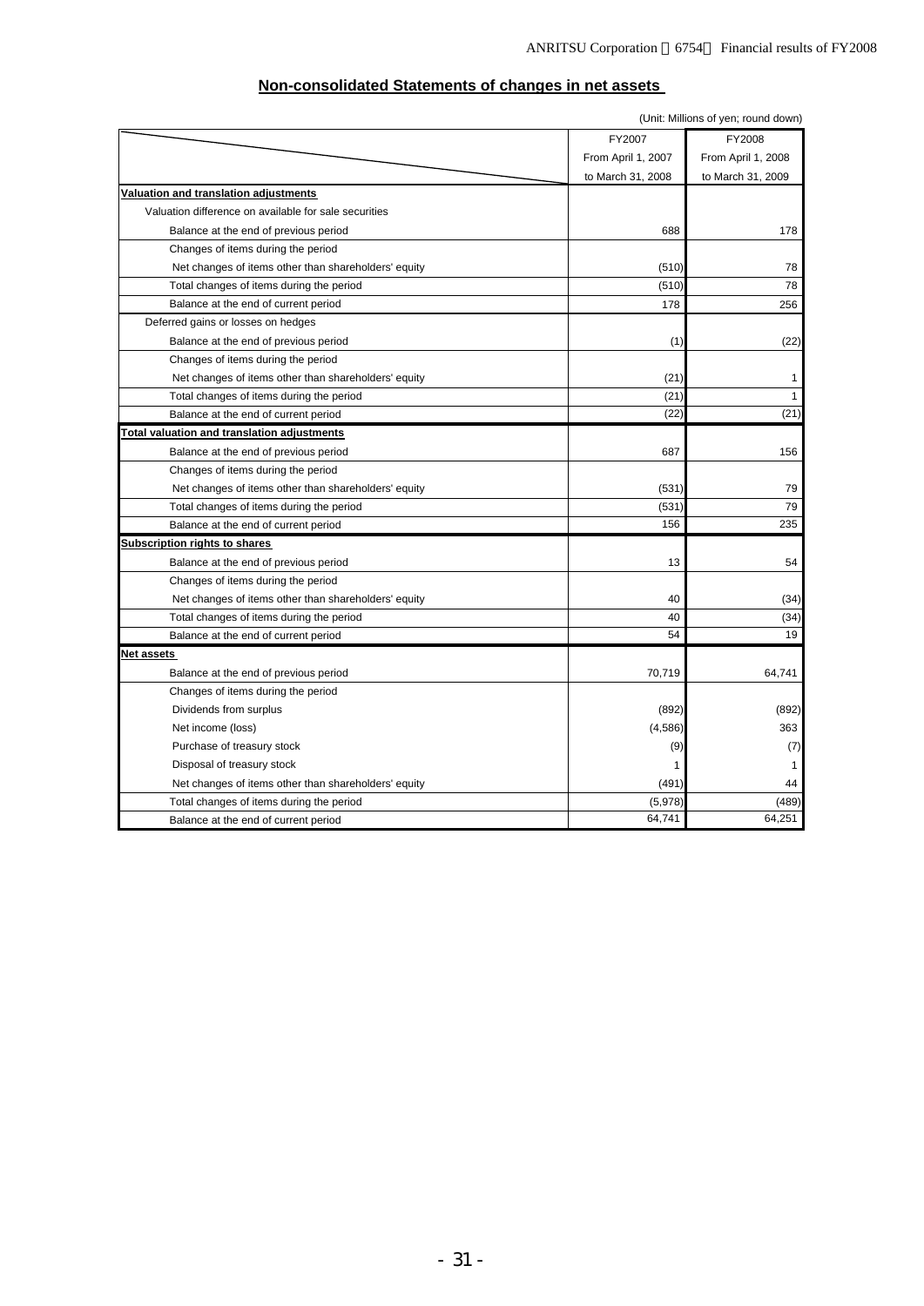## Non-consolidated Statements of changes in net assets

(Unit: Millions of yen; round down)

| | FY2007 From April 1, 2007 to March 31, 2008 | FY2008 From April 1, 2008 to March 31, 2009 |
|---|---|---|
| **Valuation and translation adjustments** | | |
| Valuation difference on available for sale securities | | |
| Balance at the end of previous period | 688 | 178 |
| Changes of items during the period | | |
| Net changes of items other than shareholders' equity | (510) | 78 |
| Total changes of items during the period | (510) | 78 |
| Balance at the end of current period | 178 | 256 |
| Deferred gains or losses on hedges | | |
| Balance at the end of previous period | (1) | (22) |
| Changes of items during the period | | |
| Net changes of items other than shareholders' equity | (21) | 1 |
| Total changes of items during the period | (21) | 1 |
| Balance at the end of current period | (22) | (21) |
| **Total valuation and translation adjustments** | | |
| Balance at the end of previous period | 687 | 156 |
| Changes of items during the period | | |
| Net changes of items other than shareholders' equity | (531) | 79 |
| Total changes of items during the period | (531) | 79 |
| Balance at the end of current period | 156 | 235 |
| **Subscription rights to shares** | | |
| Balance at the end of previous period | 13 | 54 |
| Changes of items during the period | | |
| Net changes of items other than shareholders' equity | 40 | (34) |
| Total changes of items during the period | 40 | (34) |
| Balance at the end of current period | 54 | 19 |
| **Net assets** | | |
| Balance at the end of previous period | 70,719 | 64,741 |
| Changes of items during the period | | |
| Dividends from surplus | (892) | (892) |
| Net income (loss) | (4,586) | 363 |
| Purchase of treasury stock | (9) | (7) |
| Disposal of treasury stock | 1 | 1 |
| Net changes of items other than shareholders' equity | (491) | 44 |
| Total changes of items during the period | (5,978) | (489) |
| Balance at the end of current period | 64,741 | 64,251 |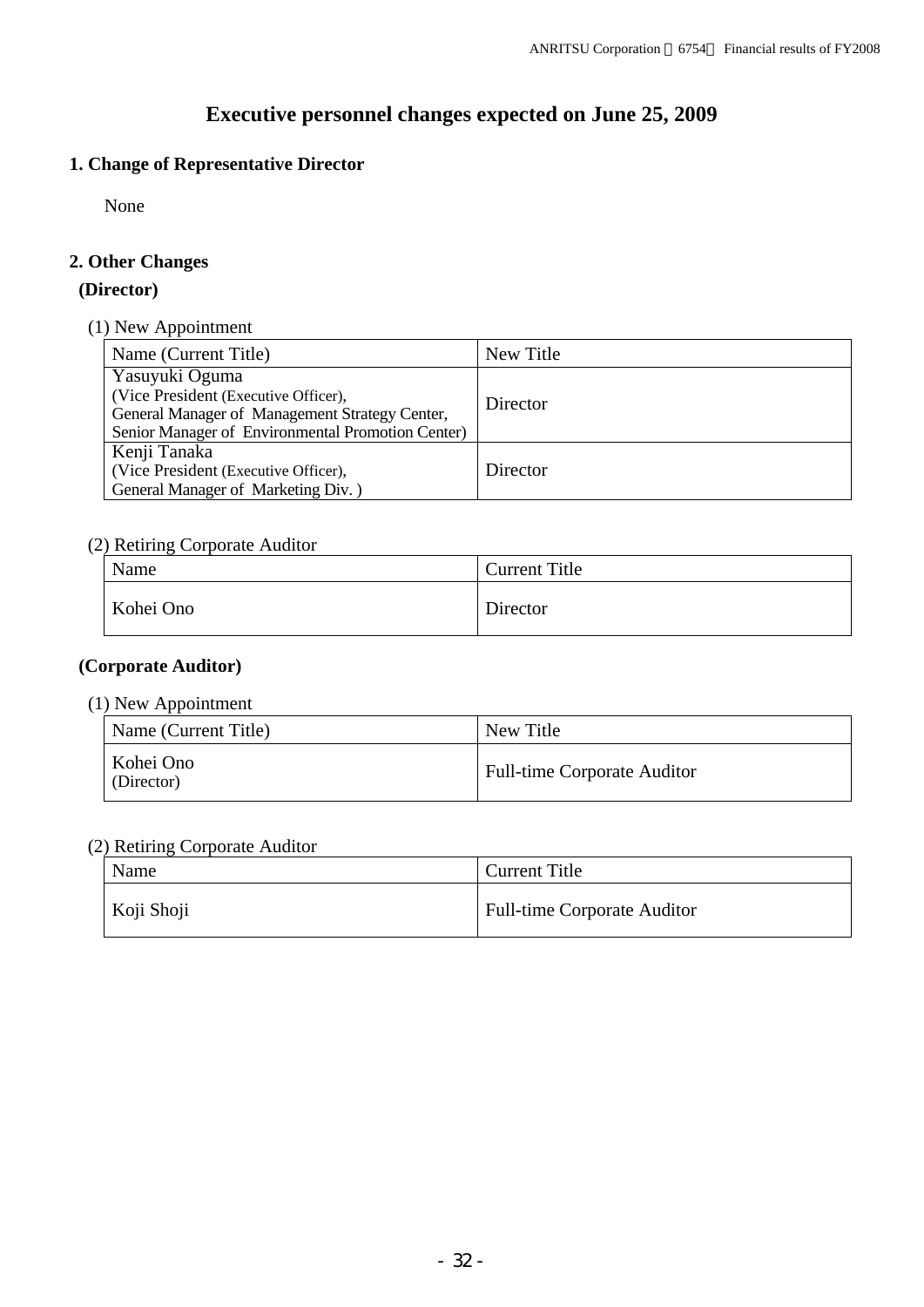# Executive personnel changes expected on June 25, 2009

## 1. Change of Representative Director

None

## 2. Other Changes

### (Director)

(1) New Appointment

| Name (Current Title) | New Title |
|---|---|
| Yasuyuki Oguma<br>(Vice President (Executive Officer),<br>General Manager of Management Strategy Center,<br>Senior Manager of Environmental Promotion Center) | Director |
| Kenji Tanaka<br>(Vice President (Executive Officer),<br>General Manager of Marketing Div. ) | Director |

(2) Retiring Corporate Auditor

| Name | Current Title |
|---|---|
| Kohei Ono | Director |

### (Corporate Auditor)

(1) New Appointment

| Name (Current Title) | New Title |
|---|---|
| Kohei Ono<br>(Director) | Full-time Corporate Auditor |

(2) Retiring Corporate Auditor

| Name | Current Title |
|---|---|
| Koji Shoji | Full-time Corporate Auditor |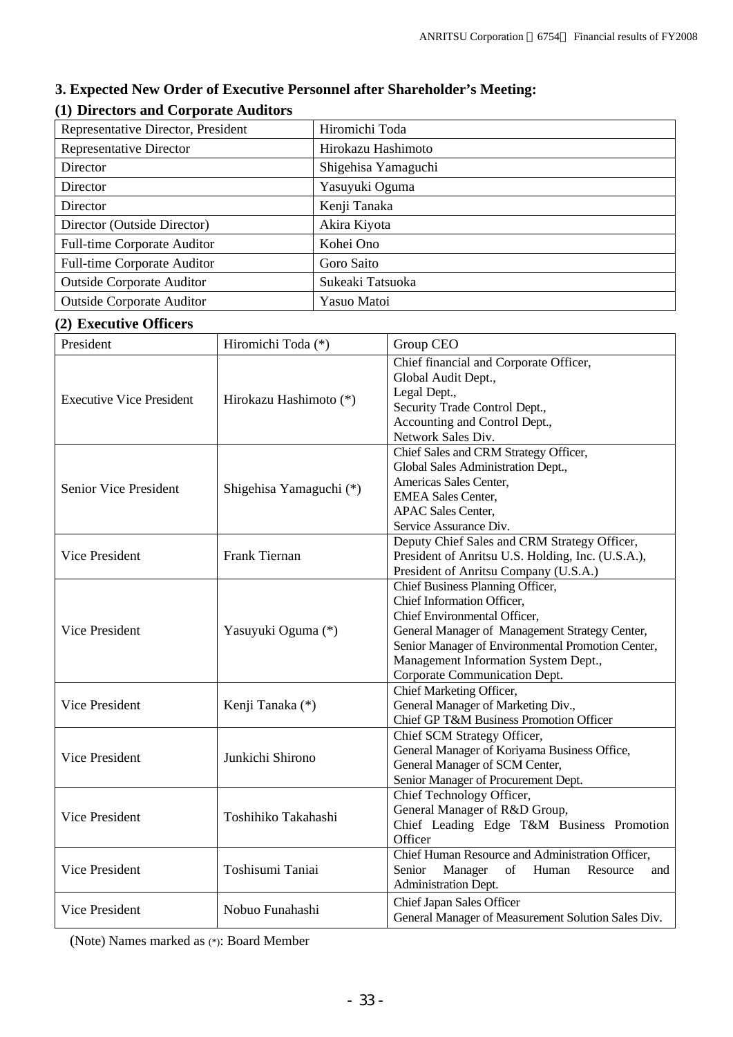## 3. Expected New Order of Executive Personnel after Shareholder's Meeting:

### (1) Directors and Corporate Auditors

| Representative Director, President | Hiromichi Toda |
|---|---|
| Representative Director | Hirokazu Hashimoto |
| Director | Shigehisa Yamaguchi |
| Director | Yasuyuki Oguma |
| Director | Kenji Tanaka |
| Director (Outside Director) | Akira Kiyota |
| Full-time Corporate Auditor | Kohei Ono |
| Full-time Corporate Auditor | Goro Saito |
| Outside Corporate Auditor | Sukeaki Tatsuoka |
| Outside Corporate Auditor | Yasuo Matoi |

### (2) Executive Officers

| President | Hiromichi Toda (*) | Group CEO |
|---|---|---|
| Executive Vice President | Hirokazu Hashimoto (*) | Chief financial and Corporate Officer,<br>Global Audit Dept.,<br>Legal Dept.,<br>Security Trade Control Dept.,<br>Accounting and Control Dept.,<br>Network Sales Div. |
| Senior Vice President | Shigehisa Yamaguchi (*) | Chief Sales and CRM Strategy Officer,<br>Global Sales Administration Dept.,<br>Americas Sales Center,<br>EMEA Sales Center,<br>APAC Sales Center,<br>Service Assurance Div. |
| Vice President | Frank Tiernan | Deputy Chief Sales and CRM Strategy Officer,<br>President of Anritsu U.S. Holding, Inc. (U.S.A.),<br>President of Anritsu Company (U.S.A.) |
| Vice President | Yasuyuki Oguma (*) | Chief Business Planning Officer,<br>Chief Information Officer,<br>Chief Environmental Officer,<br>General Manager of Management Strategy Center,<br>Senior Manager of Environmental Promotion Center,<br>Management Information System Dept.,<br>Corporate Communication Dept. |
| Vice President | Kenji Tanaka (*) | Chief Marketing Officer,<br>General Manager of Marketing Div.,<br>Chief GP T&M Business Promotion Officer |
| Vice President | Junkichi Shirono | Chief SCM Strategy Officer,<br>General Manager of Koriyama Business Office,<br>General Manager of SCM Center,<br>Senior Manager of Procurement Dept. |
| Vice President | Toshihiko Takahashi | Chief Technology Officer,<br>General Manager of R&D Group,<br>Chief Leading Edge T&M Business Promotion Officer |
| Vice President | Toshisumi Taniai | Chief Human Resource and Administration Officer,<br>Senior Manager of Human Resource and Administration Dept. |
| Vice President | Nobuo Funahashi | Chief Japan Sales Officer<br>General Manager of Measurement Solution Sales Div. |

(Note) Names marked as (*): Board Member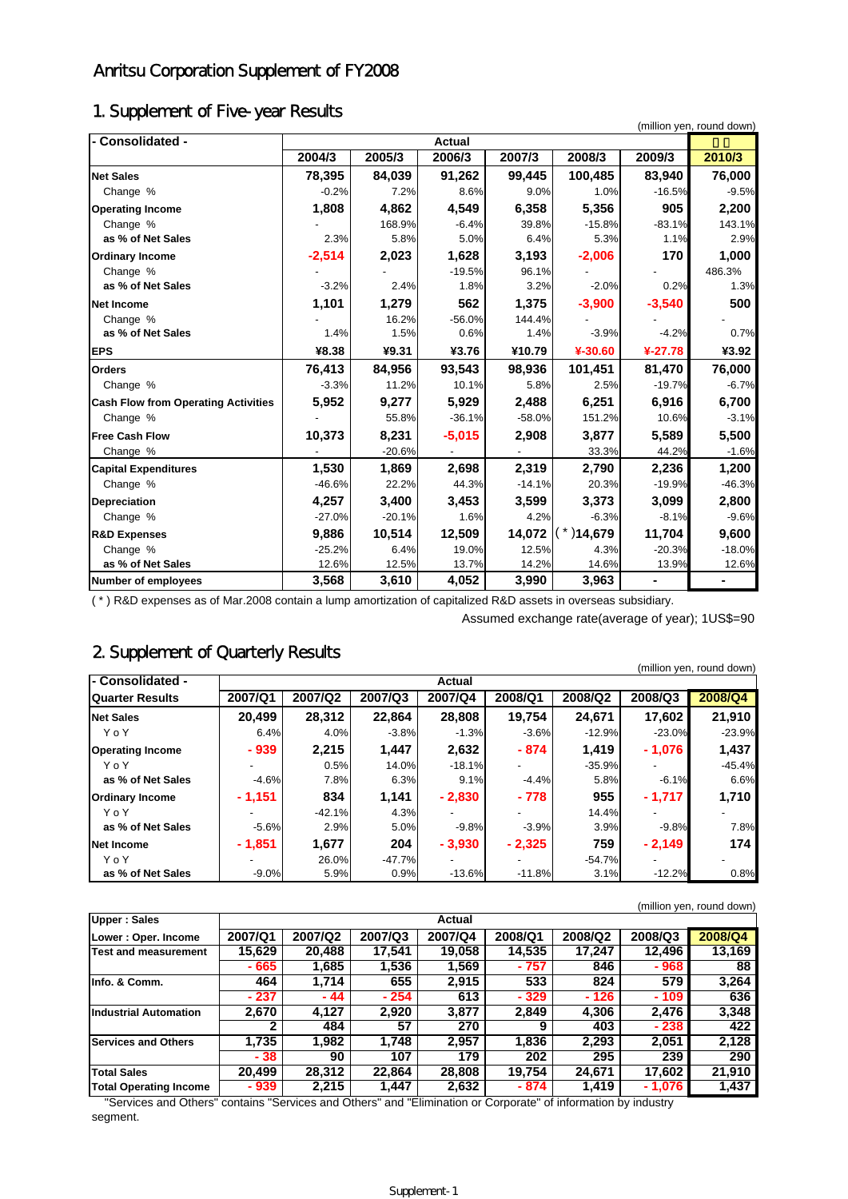# Anritsu Corporation Supplement of FY2008

## 1. Supplement of Five-year Results

(million yen, round down)

| - Consolidated - | Actual | | | | | | 予想 |
|---|---|---|---|---|---|---|---|
| | 2004/3 | 2005/3 | 2006/3 | 2007/3 | 2008/3 | 2009/3 | 2010/3 |
| **Net Sales** | 78,395 | 84,039 | 91,262 | 99,445 | 100,485 | 83,940 | 76,000 |
| Change % | -0.2% | 7.2% | 8.6% | 9.0% | 1.0% | -16.5% | -9.5% |
| **Operating Income** | 1,808 | 4,862 | 4,549 | 6,358 | 5,356 | 905 | 2,200 |
| Change % | - | 168.9% | -6.4% | 39.8% | -15.8% | -83.1% | 143.1% |
| as % of Net Sales | 2.3% | 5.8% | 5.0% | 6.4% | 5.3% | 1.1% | 2.9% |
| **Ordinary Income** | -2,514 | 2,023 | 1,628 | 3,193 | -2,006 | 170 | 1,000 |
| Change % | - | - | -19.5% | 96.1% | - | - | 486.3% |
| as % of Net Sales | -3.2% | 2.4% | 1.8% | 3.2% | -2.0% | 0.2% | 1.3% |
| **Net Income** | 1,101 | 1,279 | 562 | 1,375 | -3,900 | -3,540 | 500 |
| Change % | - | 16.2% | -56.0% | 144.4% | - | - | - |
| as % of Net Sales | 1.4% | 1.5% | 0.6% | 1.4% | -3.9% | -4.2% | 0.7% |
| **EPS** | ¥8.38 | ¥9.31 | ¥3.76 | ¥10.79 | ¥-30.60 | ¥-27.78 | ¥3.92 |
| **Orders** | 76,413 | 84,956 | 93,543 | 98,936 | 101,451 | 81,470 | 76,000 |
| Change % | -3.3% | 11.2% | 10.1% | 5.8% | 2.5% | -19.7% | -6.7% |
| **Cash Flow from Operating Activities** | 5,952 | 9,277 | 5,929 | 2,488 | 6,251 | 6,916 | 6,700 |
| Change % | - | 55.8% | -36.1% | -58.0% | 151.2% | 10.6% | -3.1% |
| **Free Cash Flow** | 10,373 | 8,231 | -5,015 | 2,908 | 3,877 | 5,589 | 5,500 |
| Change % | - | -20.6% | - | - | 33.3% | 44.2% | -1.6% |
| **Capital Expenditures** | 1,530 | 1,869 | 2,698 | 2,319 | 2,790 | 2,236 | 1,200 |
| Change % | -46.6% | 22.2% | 44.3% | -14.1% | 20.3% | -19.9% | -46.3% |
| **Depreciation** | 4,257 | 3,400 | 3,453 | 3,599 | 3,373 | 3,099 | 2,800 |
| Change % | -27.0% | -20.1% | 1.6% | 4.2% | -6.3% | -8.1% | -9.6% |
| **R&D Expenses** | 9,886 | 10,514 | 12,509 | 14,072 | (*)14,679 | 11,704 | 9,600 |
| Change % | -25.2% | 6.4% | 19.0% | 12.5% | 4.3% | -20.3% | -18.0% |
| as % of Net Sales | 12.6% | 12.5% | 13.7% | 14.2% | 14.6% | 13.9% | 12.6% |
| **Number of employees** | 3,568 | 3,610 | 4,052 | 3,990 | 3,963 | - | - |

( * ) R&D expenses as of Mar.2008 contain a lump amortization of capitalized R&D assets in overseas subsidiary.

Assumed exchange rate(average of year); 1US$=90

## 2. Supplement of Quarterly Results

(million yen, round down)

| - Consolidated - | Actual | | | | | | | |
|---|---|---|---|---|---|---|---|---|
| Quarter Results | 2007/Q1 | 2007/Q2 | 2007/Q3 | 2007/Q4 | 2008/Q1 | 2008/Q2 | 2008/Q3 | 2008/Q4 |
| **Net Sales** | 20,499 | 28,312 | 22,864 | 28,808 | 19,754 | 24,671 | 17,602 | 21,910 |
| YoY | 6.4% | 4.0% | -3.8% | -1.3% | -3.6% | -12.9% | -23.0% | -23.9% |
| **Operating Income** | - 939 | 2,215 | 1,447 | 2,632 | - 874 | 1,419 | - 1,076 | 1,437 |
| YoY | - | 0.5% | 14.0% | -18.1% | - | -35.9% | - | -45.4% |
| as % of Net Sales | -4.6% | 7.8% | 6.3% | 9.1% | -4.4% | 5.8% | -6.1% | 6.6% |
| **Ordinary Income** | - 1,151 | 834 | 1,141 | - 2,830 | - 778 | 955 | - 1,717 | 1,710 |
| YoY | - | -42.1% | 4.3% | - | - | 14.4% | - | - |
| as % of Net Sales | -5.6% | 2.9% | 5.0% | -9.8% | -3.9% | 3.9% | -9.8% | 7.8% |
| **Net Income** | - 1,851 | 1,677 | 204 | - 3,930 | - 2,325 | 759 | - 2,149 | 174 |
| YoY | - | 26.0% | -47.7% | - | - | -54.7% | - | - |
| as % of Net Sales | -9.0% | 5.9% | 0.9% | -13.6% | -11.8% | 3.1% | -12.2% | 0.8% |

(million yen, round down)

| Upper : Sales / Lower : Oper. Income | 2007/Q1 | 2007/Q2 | 2007/Q3 | 2007/Q4 | 2008/Q1 | 2008/Q2 | 2008/Q3 | 2008/Q4 |
|---|---|---|---|---|---|---|---|---|
| **Test and measurement** | 15,629 | 20,488 | 17,541 | 19,058 | 14,535 | 17,247 | 12,496 | 13,169 |
| | - 665 | 1,685 | 1,536 | 1,569 | - 757 | 846 | - 968 | 88 |
| **Info. & Comm.** | 464 | 1,714 | 655 | 2,915 | 533 | 824 | 579 | 3,264 |
| | - 237 | - 44 | - 254 | 613 | - 329 | - 126 | - 109 | 636 |
| **Industrial Automation** | 2,670 | 4,127 | 2,920 | 3,877 | 2,849 | 4,306 | 2,476 | 3,348 |
| | 2 | 484 | 57 | 270 | 9 | 403 | - 238 | 422 |
| **Services and Others** | 1,735 | 1,982 | 1,748 | 2,957 | 1,836 | 2,293 | 2,051 | 2,128 |
| | - 38 | 90 | 107 | 179 | 202 | 295 | 239 | 290 |
| **Total Sales** | 20,499 | 28,312 | 22,864 | 28,808 | 19,754 | 24,671 | 17,602 | 21,910 |
| **Total Operating Income** | - 939 | 2,215 | 1,447 | 2,632 | - 874 | 1,419 | - 1,076 | 1,437 |

"Services and Others" contains "Services and Others" and "Elimination or Corporate" of information by industry segment.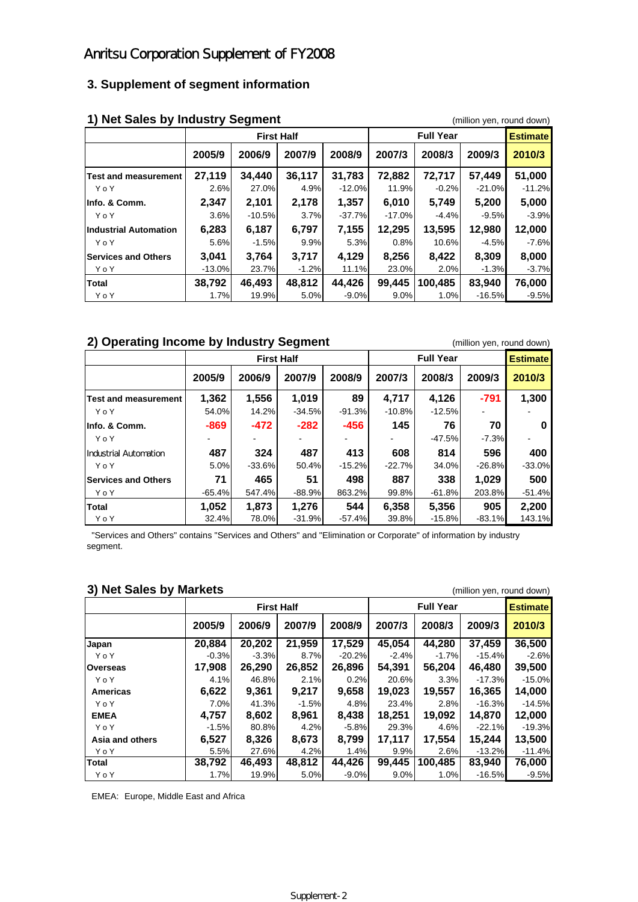# Anritsu Corporation Supplement of FY2008

## 3. Supplement of segment information

### 1) Net Sales by Industry Segment

(million yen, round down)

| | First Half | | | | Full Year | | | Estimate |
|---|---|---|---|---|---|---|---|---|
| | 2005/9 | 2006/9 | 2007/9 | 2008/9 | 2007/3 | 2008/3 | 2009/3 | 2010/3 |
| **Test and measurement** | 27,119 | 34,440 | 36,117 | 31,783 | 72,882 | 72,717 | 57,449 | 51,000 |
| YoY | 2.6% | 27.0% | 4.9% | -12.0% | 11.9% | -0.2% | -21.0% | -11.2% |
| **Info. & Comm.** | 2,347 | 2,101 | 2,178 | 1,357 | 6,010 | 5,749 | 5,200 | 5,000 |
| YoY | 3.6% | -10.5% | 3.7% | -37.7% | -17.0% | -4.4% | -9.5% | -3.9% |
| **Industrial Automation** | 6,283 | 6,187 | 6,797 | 7,155 | 12,295 | 13,595 | 12,980 | 12,000 |
| YoY | 5.6% | -1.5% | 9.9% | 5.3% | 0.8% | 10.6% | -4.5% | -7.6% |
| **Services and Others** | 3,041 | 3,764 | 3,717 | 4,129 | 8,256 | 8,422 | 8,309 | 8,000 |
| YoY | -13.0% | 23.7% | -1.2% | 11.1% | 23.0% | 2.0% | -1.3% | -3.7% |
| **Total** | 38,792 | 46,493 | 48,812 | 44,426 | 99,445 | 100,485 | 83,940 | 76,000 |
| YoY | 1.7% | 19.9% | 5.0% | -9.0% | 9.0% | 1.0% | -16.5% | -9.5% |

### 2) Operating Income by Industry Segment

(million yen, round down)

| | First Half | | | | Full Year | | | Estimate |
|---|---|---|---|---|---|---|---|---|
| | 2005/9 | 2006/9 | 2007/9 | 2008/9 | 2007/3 | 2008/3 | 2009/3 | 2010/3 |
| **Test and measurement** | 1,362 | 1,556 | 1,019 | 89 | 4,717 | 4,126 | -791 | 1,300 |
| YoY | 54.0% | 14.2% | -34.5% | -91.3% | -10.8% | -12.5% | - | - |
| **Info. & Comm.** | -869 | -472 | -282 | -456 | 145 | 76 | 70 | 0 |
| YoY | - | - | - | - | - | -47.5% | -7.3% | - |
| Industrial Automation | 487 | 324 | 487 | 413 | 608 | 814 | 596 | 400 |
| YoY | 5.0% | -33.6% | 50.4% | -15.2% | -22.7% | 34.0% | -26.8% | -33.0% |
| **Services and Others** | 71 | 465 | 51 | 498 | 887 | 338 | 1,029 | 500 |
| YoY | -65.4% | 547.4% | -88.9% | 863.2% | 99.8% | -61.8% | 203.8% | -51.4% |
| **Total** | 1,052 | 1,873 | 1,276 | 544 | 6,358 | 5,356 | 905 | 2,200 |
| YoY | 32.4% | 78.0% | -31.9% | -57.4% | 39.8% | -15.8% | -83.1% | 143.1% |

"Services and Others" contains "Services and Others" and "Elimination or Corporate" of information by industry segment.

### 3) Net Sales by Markets

(million yen, round down)

| | First Half | | | | Full Year | | | Estimate |
|---|---|---|---|---|---|---|---|---|
| | 2005/9 | 2006/9 | 2007/9 | 2008/9 | 2007/3 | 2008/3 | 2009/3 | 2010/3 |
| **Japan** | 20,884 | 20,202 | 21,959 | 17,529 | 45,054 | 44,280 | 37,459 | 36,500 |
| YoY | -0.3% | -3.3% | 8.7% | -20.2% | -2.4% | -1.7% | -15.4% | -2.6% |
| **Overseas** | 17,908 | 26,290 | 26,852 | 26,896 | 54,391 | 56,204 | 46,480 | 39,500 |
| YoY | 4.1% | 46.8% | 2.1% | 0.2% | 20.6% | 3.3% | -17.3% | -15.0% |
| **Americas** | 6,622 | 9,361 | 9,217 | 9,658 | 19,023 | 19,557 | 16,365 | 14,000 |
| YoY | 7.0% | 41.3% | -1.5% | 4.8% | 23.4% | 2.8% | -16.3% | -14.5% |
| **EMEA** | 4,757 | 8,602 | 8,961 | 8,438 | 18,251 | 19,092 | 14,870 | 12,000 |
| YoY | -1.5% | 80.8% | 4.2% | -5.8% | 29.3% | 4.6% | -22.1% | -19.3% |
| **Asia and others** | 6,527 | 8,326 | 8,673 | 8,799 | 17,117 | 17,554 | 15,244 | 13,500 |
| YoY | 5.5% | 27.6% | 4.2% | 1.4% | 9.9% | 2.6% | -13.2% | -11.4% |
| **Total** | 38,792 | 46,493 | 48,812 | 44,426 | 99,445 | 100,485 | 83,940 | 76,000 |
| YoY | 1.7% | 19.9% | 5.0% | -9.0% | 9.0% | 1.0% | -16.5% | -9.5% |

EMEA: Europe, Middle East and Africa